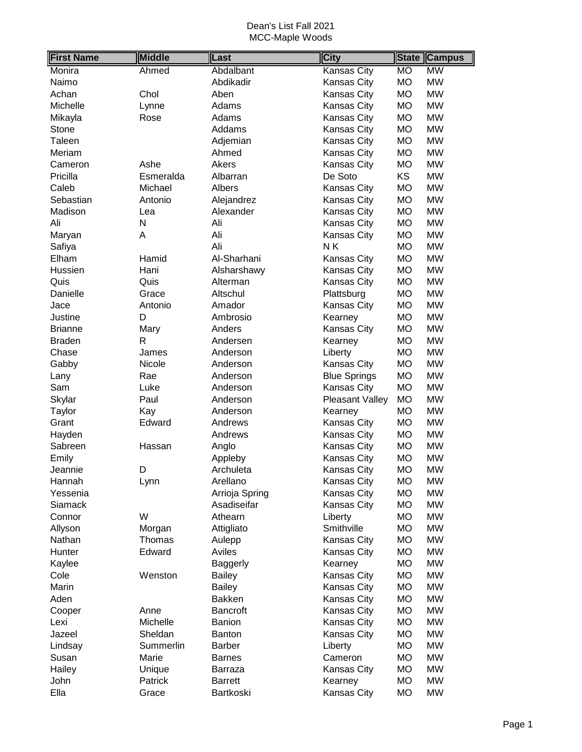# Dean's List Fall 2021
## MCC-Maple Woods

| First Name | Middle | Last | City | State | Campus |
|---|---|---|---|---|---|
| Monira | Ahmed | Abdalbant | Kansas City | MO | MW |
| Naimo | | Abdikadir | Kansas City | MO | MW |
| Achan | Chol | Aben | Kansas City | MO | MW |
| Michelle | Lynne | Adams | Kansas City | MO | MW |
| Mikayla | Rose | Adams | Kansas City | MO | MW |
| Stone | | Addams | Kansas City | MO | MW |
| Taleen | | Adjemian | Kansas City | MO | MW |
| Meriam | | Ahmed | Kansas City | MO | MW |
| Cameron | Ashe | Akers | Kansas City | MO | MW |
| Pricilla | Esmeralda | Albarran | De Soto | KS | MW |
| Caleb | Michael | Albers | Kansas City | MO | MW |
| Sebastian | Antonio | Alejandrez | Kansas City | MO | MW |
| Madison | Lea | Alexander | Kansas City | MO | MW |
| Ali | N | Ali | Kansas City | MO | MW |
| Maryan | A | Ali | Kansas City | MO | MW |
| Safiya | | Ali | N K | MO | MW |
| Elham | Hamid | Al-Sharhani | Kansas City | MO | MW |
| Hussien | Hani | Alsharshawy | Kansas City | MO | MW |
| Quis | Quis | Alterman | Kansas City | MO | MW |
| Danielle | Grace | Altschul | Plattsburg | MO | MW |
| Jace | Antonio | Amador | Kansas City | MO | MW |
| Justine | D | Ambrosio | Kearney | MO | MW |
| Brianne | Mary | Anders | Kansas City | MO | MW |
| Braden | R | Andersen | Kearney | MO | MW |
| Chase | James | Anderson | Liberty | MO | MW |
| Gabby | Nicole | Anderson | Kansas City | MO | MW |
| Lany | Rae | Anderson | Blue Springs | MO | MW |
| Sam | Luke | Anderson | Kansas City | MO | MW |
| Skylar | Paul | Anderson | Pleasant Valley | MO | MW |
| Taylor | Kay | Anderson | Kearney | MO | MW |
| Grant | Edward | Andrews | Kansas City | MO | MW |
| Hayden | | Andrews | Kansas City | MO | MW |
| Sabreen | Hassan | Anglo | Kansas City | MO | MW |
| Emily | | Appleby | Kansas City | MO | MW |
| Jeannie | D | Archuleta | Kansas City | MO | MW |
| Hannah | Lynn | Arellano | Kansas City | MO | MW |
| Yessenia | | Arrioja Spring | Kansas City | MO | MW |
| Siamack | | Asadiseifar | Kansas City | MO | MW |
| Connor | W | Athearn | Liberty | MO | MW |
| Allyson | Morgan | Attigliato | Smithville | MO | MW |
| Nathan | Thomas | Aulepp | Kansas City | MO | MW |
| Hunter | Edward | Aviles | Kansas City | MO | MW |
| Kaylee | | Baggerly | Kearney | MO | MW |
| Cole | Wenston | Bailey | Kansas City | MO | MW |
| Marin | | Bailey | Kansas City | MO | MW |
| Aden | | Bakken | Kansas City | MO | MW |
| Cooper | Anne | Bancroft | Kansas City | MO | MW |
| Lexi | Michelle | Banion | Kansas City | MO | MW |
| Jazeel | Sheldan | Banton | Kansas City | MO | MW |
| Lindsay | Summerlin | Barber | Liberty | MO | MW |
| Susan | Marie | Barnes | Cameron | MO | MW |
| Hailey | Unique | Barraza | Kansas City | MO | MW |
| John | Patrick | Barrett | Kearney | MO | MW |
| Ella | Grace | Bartkoski | Kansas City | MO | MW |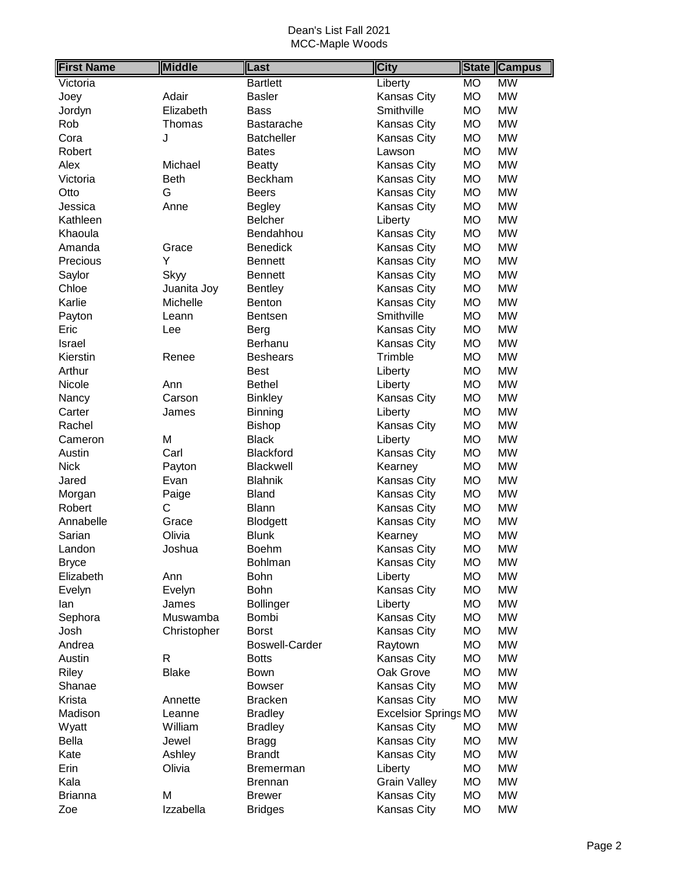Dean's List Fall 2021
MCC-Maple Woods

| First Name | Middle | Last | City | State | Campus |
|---|---|---|---|---|---|
| Victoria | | Bartlett | Liberty | MO | MW |
| Joey | Adair | Basler | Kansas City | MO | MW |
| Jordyn | Elizabeth | Bass | Smithville | MO | MW |
| Rob | Thomas | Bastarache | Kansas City | MO | MW |
| Cora | J | Batcheller | Kansas City | MO | MW |
| Robert | | Bates | Lawson | MO | MW |
| Alex | Michael | Beatty | Kansas City | MO | MW |
| Victoria | Beth | Beckham | Kansas City | MO | MW |
| Otto | G | Beers | Kansas City | MO | MW |
| Jessica | Anne | Begley | Kansas City | MO | MW |
| Kathleen | | Belcher | Liberty | MO | MW |
| Khaoula | | Bendahhou | Kansas City | MO | MW |
| Amanda | Grace | Benedick | Kansas City | MO | MW |
| Precious | Y | Bennett | Kansas City | MO | MW |
| Saylor | Skyy | Bennett | Kansas City | MO | MW |
| Chloe | Juanita Joy | Bentley | Kansas City | MO | MW |
| Karlie | Michelle | Benton | Kansas City | MO | MW |
| Payton | Leann | Bentsen | Smithville | MO | MW |
| Eric | Lee | Berg | Kansas City | MO | MW |
| Israel | | Berhanu | Kansas City | MO | MW |
| Kierstin | Renee | Beshears | Trimble | MO | MW |
| Arthur | | Best | Liberty | MO | MW |
| Nicole | Ann | Bethel | Liberty | MO | MW |
| Nancy | Carson | Binkley | Kansas City | MO | MW |
| Carter | James | Binning | Liberty | MO | MW |
| Rachel | | Bishop | Kansas City | MO | MW |
| Cameron | M | Black | Liberty | MO | MW |
| Austin | Carl | Blackford | Kansas City | MO | MW |
| Nick | Payton | Blackwell | Kearney | MO | MW |
| Jared | Evan | Blahnik | Kansas City | MO | MW |
| Morgan | Paige | Bland | Kansas City | MO | MW |
| Robert | C | Blann | Kansas City | MO | MW |
| Annabelle | Grace | Blodgett | Kansas City | MO | MW |
| Sarian | Olivia | Blunk | Kearney | MO | MW |
| Landon | Joshua | Boehm | Kansas City | MO | MW |
| Bryce | | Bohlman | Kansas City | MO | MW |
| Elizabeth | Ann | Bohn | Liberty | MO | MW |
| Evelyn | Evelyn | Bohn | Kansas City | MO | MW |
| Ian | James | Bollinger | Liberty | MO | MW |
| Sephora | Muswamba | Bombi | Kansas City | MO | MW |
| Josh | Christopher | Borst | Kansas City | MO | MW |
| Andrea | | Boswell-Carder | Raytown | MO | MW |
| Austin | R | Botts | Kansas City | MO | MW |
| Riley | Blake | Bown | Oak Grove | MO | MW |
| Shanae | | Bowser | Kansas City | MO | MW |
| Krista | Annette | Bracken | Kansas City | MO | MW |
| Madison | Leanne | Bradley | Excelsior Springs | MO | MW |
| Wyatt | William | Bradley | Kansas City | MO | MW |
| Bella | Jewel | Bragg | Kansas City | MO | MW |
| Kate | Ashley | Brandt | Kansas City | MO | MW |
| Erin | Olivia | Bremerman | Liberty | MO | MW |
| Kala | | Brennan | Grain Valley | MO | MW |
| Brianna | M | Brewer | Kansas City | MO | MW |
| Zoe | Izzabella | Bridges | Kansas City | MO | MW |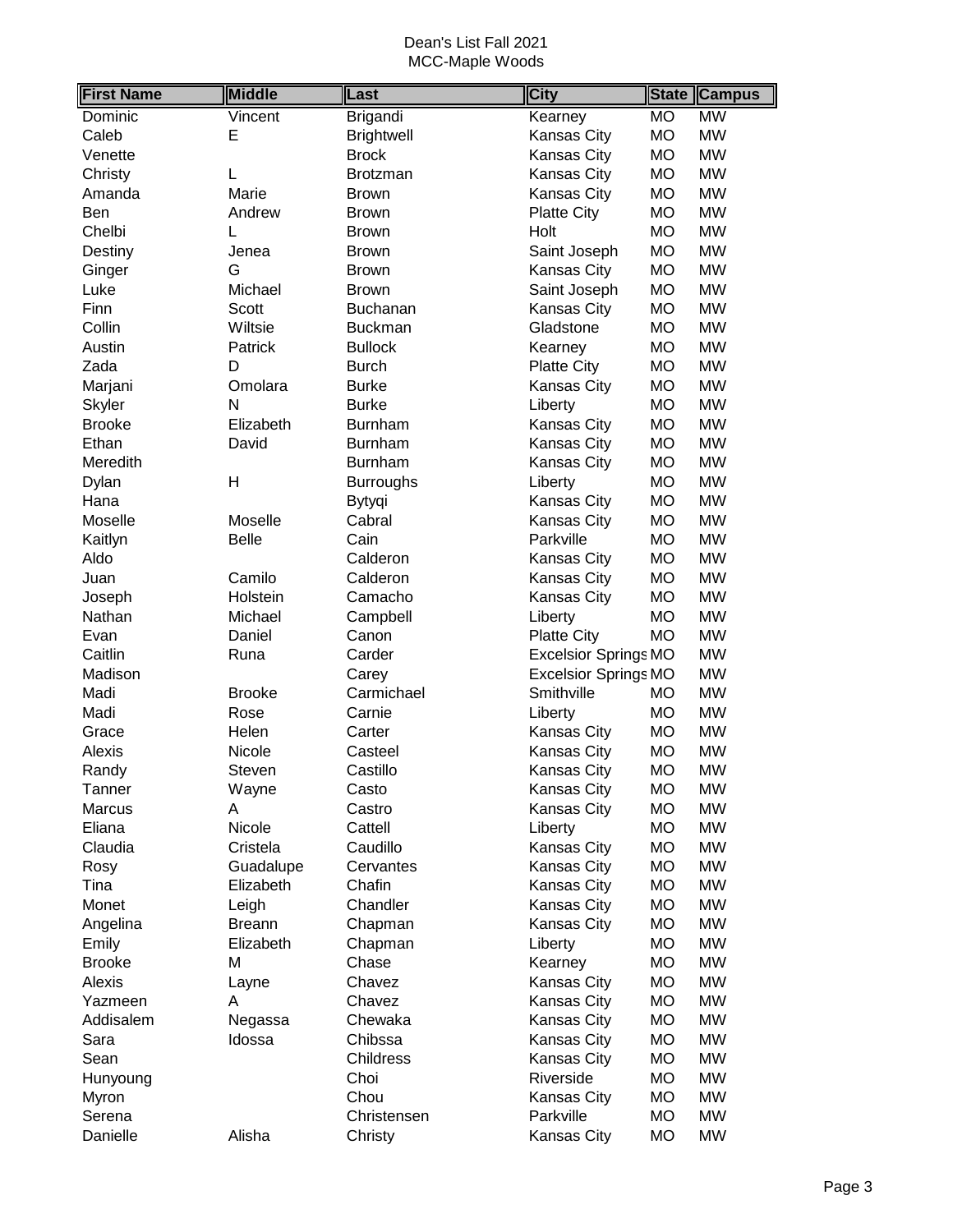Dean's List Fall 2021
MCC-Maple Woods

| First Name | Middle | Last | City | State | Campus |
|---|---|---|---|---|---|
| Dominic | Vincent | Brigandi | Kearney | MO | MW |
| Caleb | E | Brightwell | Kansas City | MO | MW |
| Venette | | Brock | Kansas City | MO | MW |
| Christy | L | Brotzman | Kansas City | MO | MW |
| Amanda | Marie | Brown | Kansas City | MO | MW |
| Ben | Andrew | Brown | Platte City | MO | MW |
| Chelbi | L | Brown | Holt | MO | MW |
| Destiny | Jenea | Brown | Saint Joseph | MO | MW |
| Ginger | G | Brown | Kansas City | MO | MW |
| Luke | Michael | Brown | Saint Joseph | MO | MW |
| Finn | Scott | Buchanan | Kansas City | MO | MW |
| Collin | Wiltsie | Buckman | Gladstone | MO | MW |
| Austin | Patrick | Bullock | Kearney | MO | MW |
| Zada | D | Burch | Platte City | MO | MW |
| Marjani | Omolara | Burke | Kansas City | MO | MW |
| Skyler | N | Burke | Liberty | MO | MW |
| Brooke | Elizabeth | Burnham | Kansas City | MO | MW |
| Ethan | David | Burnham | Kansas City | MO | MW |
| Meredith | | Burnham | Kansas City | MO | MW |
| Dylan | H | Burroughs | Liberty | MO | MW |
| Hana | | Bytyqi | Kansas City | MO | MW |
| Moselle | Moselle | Cabral | Kansas City | MO | MW |
| Kaitlyn | Belle | Cain | Parkville | MO | MW |
| Aldo | | Calderon | Kansas City | MO | MW |
| Juan | Camilo | Calderon | Kansas City | MO | MW |
| Joseph | Holstein | Camacho | Kansas City | MO | MW |
| Nathan | Michael | Campbell | Liberty | MO | MW |
| Evan | Daniel | Canon | Platte City | MO | MW |
| Caitlin | Runa | Carder | Excelsior Springs | MO | MW |
| Madison | | Carey | Excelsior Springs | MO | MW |
| Madi | Brooke | Carmichael | Smithville | MO | MW |
| Madi | Rose | Carnie | Liberty | MO | MW |
| Grace | Helen | Carter | Kansas City | MO | MW |
| Alexis | Nicole | Casteel | Kansas City | MO | MW |
| Randy | Steven | Castillo | Kansas City | MO | MW |
| Tanner | Wayne | Casto | Kansas City | MO | MW |
| Marcus | A | Castro | Kansas City | MO | MW |
| Eliana | Nicole | Cattell | Liberty | MO | MW |
| Claudia | Cristela | Caudillo | Kansas City | MO | MW |
| Rosy | Guadalupe | Cervantes | Kansas City | MO | MW |
| Tina | Elizabeth | Chafin | Kansas City | MO | MW |
| Monet | Leigh | Chandler | Kansas City | MO | MW |
| Angelina | Breann | Chapman | Kansas City | MO | MW |
| Emily | Elizabeth | Chapman | Liberty | MO | MW |
| Brooke | M | Chase | Kearney | MO | MW |
| Alexis | Layne | Chavez | Kansas City | MO | MW |
| Yazmeen | A | Chavez | Kansas City | MO | MW |
| Addisalem | Negassa | Chewaka | Kansas City | MO | MW |
| Sara | Idossa | Chibssa | Kansas City | MO | MW |
| Sean | | Childress | Kansas City | MO | MW |
| Hunyoung | | Choi | Riverside | MO | MW |
| Myron | | Chou | Kansas City | MO | MW |
| Serena | | Christensen | Parkville | MO | MW |
| Danielle | Alisha | Christy | Kansas City | MO | MW |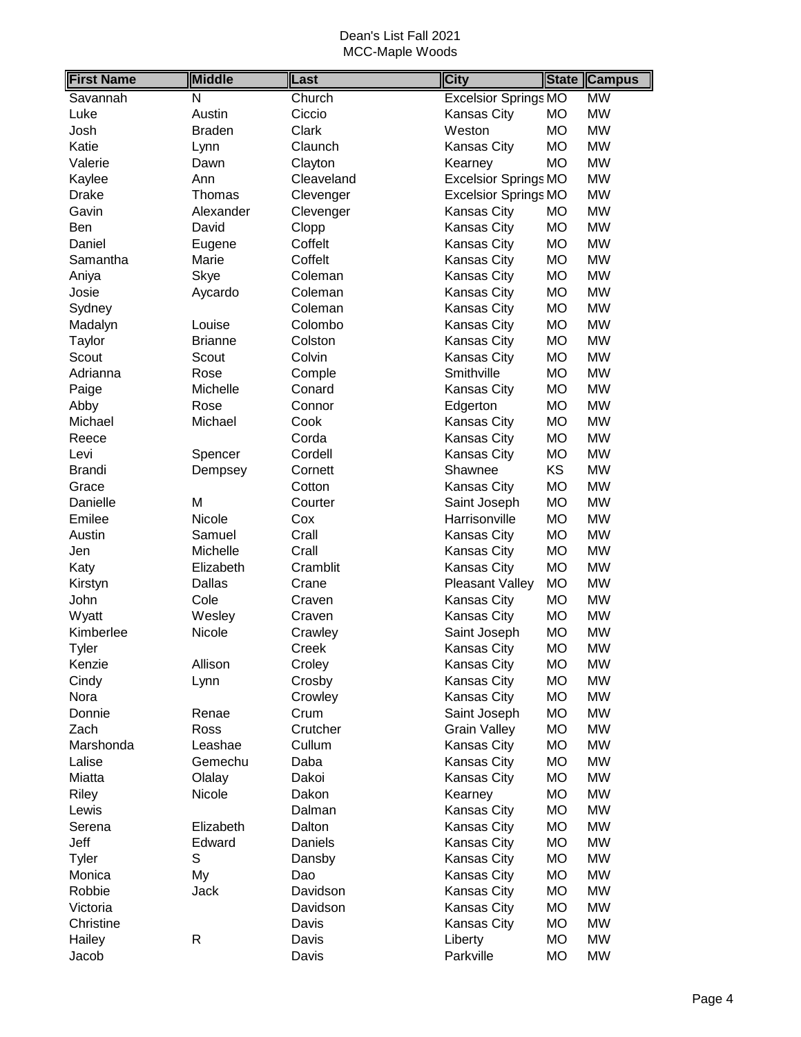Dean's List Fall 2021
MCC-Maple Woods

| First Name | Middle | Last | City | State | Campus |
|---|---|---|---|---|---|
| Savannah | N | Church | Excelsior Springs | MO | MW |
| Luke | Austin | Ciccio | Kansas City | MO | MW |
| Josh | Braden | Clark | Weston | MO | MW |
| Katie | Lynn | Claunch | Kansas City | MO | MW |
| Valerie | Dawn | Clayton | Kearney | MO | MW |
| Kaylee | Ann | Cleaveland | Excelsior Springs | MO | MW |
| Drake | Thomas | Clevenger | Excelsior Springs | MO | MW |
| Gavin | Alexander | Clevenger | Kansas City | MO | MW |
| Ben | David | Clopp | Kansas City | MO | MW |
| Daniel | Eugene | Coffelt | Kansas City | MO | MW |
| Samantha | Marie | Coffelt | Kansas City | MO | MW |
| Aniya | Skye | Coleman | Kansas City | MO | MW |
| Josie | Aycardo | Coleman | Kansas City | MO | MW |
| Sydney | | Coleman | Kansas City | MO | MW |
| Madalyn | Louise | Colombo | Kansas City | MO | MW |
| Taylor | Brianne | Colston | Kansas City | MO | MW |
| Scout | Scout | Colvin | Kansas City | MO | MW |
| Adrianna | Rose | Comple | Smithville | MO | MW |
| Paige | Michelle | Conard | Kansas City | MO | MW |
| Abby | Rose | Connor | Edgerton | MO | MW |
| Michael | Michael | Cook | Kansas City | MO | MW |
| Reece | | Corda | Kansas City | MO | MW |
| Levi | Spencer | Cordell | Kansas City | MO | MW |
| Brandi | Dempsey | Cornett | Shawnee | KS | MW |
| Grace | | Cotton | Kansas City | MO | MW |
| Danielle | M | Courter | Saint Joseph | MO | MW |
| Emilee | Nicole | Cox | Harrisonville | MO | MW |
| Austin | Samuel | Crall | Kansas City | MO | MW |
| Jen | Michelle | Crall | Kansas City | MO | MW |
| Katy | Elizabeth | Cramblit | Kansas City | MO | MW |
| Kirstyn | Dallas | Crane | Pleasant Valley | MO | MW |
| John | Cole | Craven | Kansas City | MO | MW |
| Wyatt | Wesley | Craven | Kansas City | MO | MW |
| Kimberlee | Nicole | Crawley | Saint Joseph | MO | MW |
| Tyler | | Creek | Kansas City | MO | MW |
| Kenzie | Allison | Croley | Kansas City | MO | MW |
| Cindy | Lynn | Crosby | Kansas City | MO | MW |
| Nora | | Crowley | Kansas City | MO | MW |
| Donnie | Renae | Crum | Saint Joseph | MO | MW |
| Zach | Ross | Crutcher | Grain Valley | MO | MW |
| Marshonda | Leashae | Cullum | Kansas City | MO | MW |
| Lalise | Gemechu | Daba | Kansas City | MO | MW |
| Miatta | Olalay | Dakoi | Kansas City | MO | MW |
| Riley | Nicole | Dakon | Kearney | MO | MW |
| Lewis | | Dalman | Kansas City | MO | MW |
| Serena | Elizabeth | Dalton | Kansas City | MO | MW |
| Jeff | Edward | Daniels | Kansas City | MO | MW |
| Tyler | S | Dansby | Kansas City | MO | MW |
| Monica | My | Dao | Kansas City | MO | MW |
| Robbie | Jack | Davidson | Kansas City | MO | MW |
| Victoria | | Davidson | Kansas City | MO | MW |
| Christine | | Davis | Kansas City | MO | MW |
| Hailey | R | Davis | Liberty | MO | MW |
| Jacob | | Davis | Parkville | MO | MW |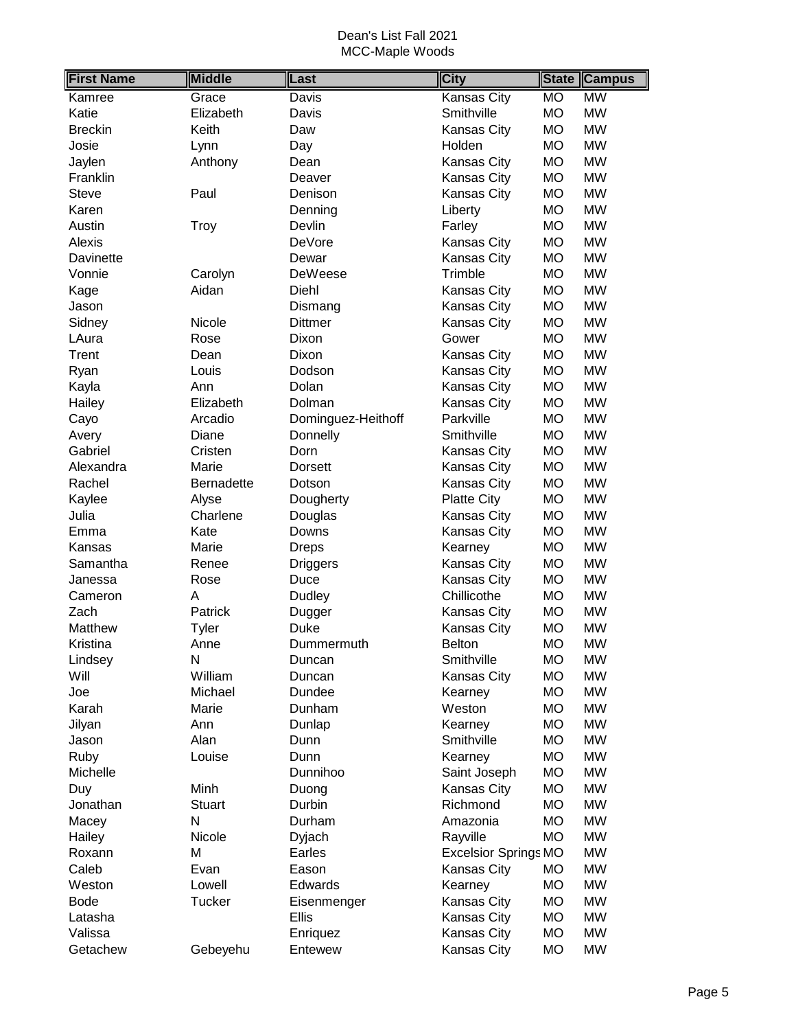Dean's List Fall 2021
MCC-Maple Woods

| First Name | Middle | Last | City | State | Campus |
|---|---|---|---|---|---|
| Kamree | Grace | Davis | Kansas City | MO | MW |
| Katie | Elizabeth | Davis | Smithville | MO | MW |
| Breckin | Keith | Daw | Kansas City | MO | MW |
| Josie | Lynn | Day | Holden | MO | MW |
| Jaylen | Anthony | Dean | Kansas City | MO | MW |
| Franklin | | Deaver | Kansas City | MO | MW |
| Steve | Paul | Denison | Kansas City | MO | MW |
| Karen | | Denning | Liberty | MO | MW |
| Austin | Troy | Devlin | Farley | MO | MW |
| Alexis | | DeVore | Kansas City | MO | MW |
| Davinette | | Dewar | Kansas City | MO | MW |
| Vonnie | Carolyn | DeWeese | Trimble | MO | MW |
| Kage | Aidan | Diehl | Kansas City | MO | MW |
| Jason | | Dismang | Kansas City | MO | MW |
| Sidney | Nicole | Dittmer | Kansas City | MO | MW |
| LAura | Rose | Dixon | Gower | MO | MW |
| Trent | Dean | Dixon | Kansas City | MO | MW |
| Ryan | Louis | Dodson | Kansas City | MO | MW |
| Kayla | Ann | Dolan | Kansas City | MO | MW |
| Hailey | Elizabeth | Dolman | Kansas City | MO | MW |
| Cayo | Arcadio | Dominguez-Heithoff | Parkville | MO | MW |
| Avery | Diane | Donnelly | Smithville | MO | MW |
| Gabriel | Cristen | Dorn | Kansas City | MO | MW |
| Alexandra | Marie | Dorsett | Kansas City | MO | MW |
| Rachel | Bernadette | Dotson | Kansas City | MO | MW |
| Kaylee | Alyse | Dougherty | Platte City | MO | MW |
| Julia | Charlene | Douglas | Kansas City | MO | MW |
| Emma | Kate | Downs | Kansas City | MO | MW |
| Kansas | Marie | Dreps | Kearney | MO | MW |
| Samantha | Renee | Driggers | Kansas City | MO | MW |
| Janessa | Rose | Duce | Kansas City | MO | MW |
| Cameron | A | Dudley | Chillicothe | MO | MW |
| Zach | Patrick | Dugger | Kansas City | MO | MW |
| Matthew | Tyler | Duke | Kansas City | MO | MW |
| Kristina | Anne | Dummermuth | Belton | MO | MW |
| Lindsey | N | Duncan | Smithville | MO | MW |
| Will | William | Duncan | Kansas City | MO | MW |
| Joe | Michael | Dundee | Kearney | MO | MW |
| Karah | Marie | Dunham | Weston | MO | MW |
| Jilyan | Ann | Dunlap | Kearney | MO | MW |
| Jason | Alan | Dunn | Smithville | MO | MW |
| Ruby | Louise | Dunn | Kearney | MO | MW |
| Michelle | | Dunnihoo | Saint Joseph | MO | MW |
| Duy | Minh | Duong | Kansas City | MO | MW |
| Jonathan | Stuart | Durbin | Richmond | MO | MW |
| Macey | N | Durham | Amazonia | MO | MW |
| Hailey | Nicole | Dyjach | Rayville | MO | MW |
| Roxann | M | Earles | Excelsior Springs | MO | MW |
| Caleb | Evan | Eason | Kansas City | MO | MW |
| Weston | Lowell | Edwards | Kearney | MO | MW |
| Bode | Tucker | Eisenmenger | Kansas City | MO | MW |
| Latasha | | Ellis | Kansas City | MO | MW |
| Valissa | | Enriquez | Kansas City | MO | MW |
| Getachew | Gebeyehu | Entewew | Kansas City | MO | MW |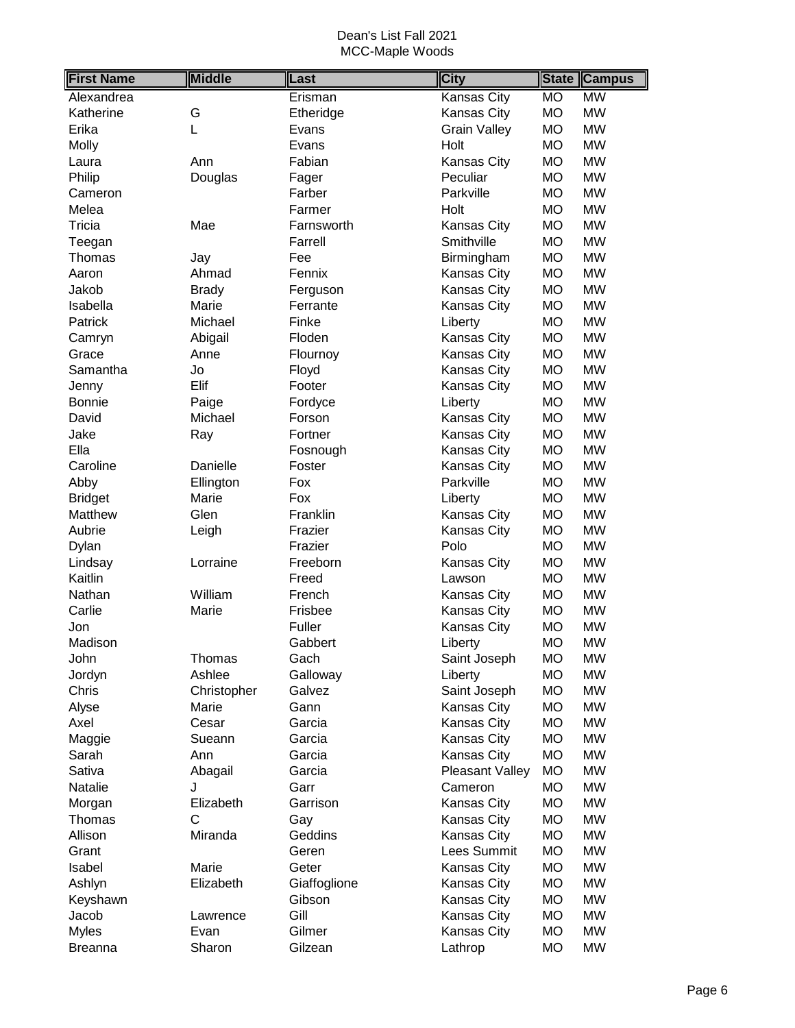Dean's List Fall 2021
MCC-Maple Woods

| First Name | Middle | Last | City | State | Campus |
|---|---|---|---|---|---|
| Alexandrea | | Erisman | Kansas City | MO | MW |
| Katherine | G | Etheridge | Kansas City | MO | MW |
| Erika | L | Evans | Grain Valley | MO | MW |
| Molly | | Evans | Holt | MO | MW |
| Laura | Ann | Fabian | Kansas City | MO | MW |
| Philip | Douglas | Fager | Peculiar | MO | MW |
| Cameron | | Farber | Parkville | MO | MW |
| Melea | | Farmer | Holt | MO | MW |
| Tricia | Mae | Farnsworth | Kansas City | MO | MW |
| Teegan | | Farrell | Smithville | MO | MW |
| Thomas | Jay | Fee | Birmingham | MO | MW |
| Aaron | Ahmad | Fennix | Kansas City | MO | MW |
| Jakob | Brady | Ferguson | Kansas City | MO | MW |
| Isabella | Marie | Ferrante | Kansas City | MO | MW |
| Patrick | Michael | Finke | Liberty | MO | MW |
| Camryn | Abigail | Floden | Kansas City | MO | MW |
| Grace | Anne | Flournoy | Kansas City | MO | MW |
| Samantha | Jo | Floyd | Kansas City | MO | MW |
| Jenny | Elif | Footer | Kansas City | MO | MW |
| Bonnie | Paige | Fordyce | Liberty | MO | MW |
| David | Michael | Forson | Kansas City | MO | MW |
| Jake | Ray | Fortner | Kansas City | MO | MW |
| Ella | | Fosnough | Kansas City | MO | MW |
| Caroline | Danielle | Foster | Kansas City | MO | MW |
| Abby | Ellington | Fox | Parkville | MO | MW |
| Bridget | Marie | Fox | Liberty | MO | MW |
| Matthew | Glen | Franklin | Kansas City | MO | MW |
| Aubrie | Leigh | Frazier | Kansas City | MO | MW |
| Dylan | | Frazier | Polo | MO | MW |
| Lindsay | Lorraine | Freeborn | Kansas City | MO | MW |
| Kaitlin | | Freed | Lawson | MO | MW |
| Nathan | William | French | Kansas City | MO | MW |
| Carlie | Marie | Frisbee | Kansas City | MO | MW |
| Jon | | Fuller | Kansas City | MO | MW |
| Madison | | Gabbert | Liberty | MO | MW |
| John | Thomas | Gach | Saint Joseph | MO | MW |
| Jordyn | Ashlee | Galloway | Liberty | MO | MW |
| Chris | Christopher | Galvez | Saint Joseph | MO | MW |
| Alyse | Marie | Gann | Kansas City | MO | MW |
| Axel | Cesar | Garcia | Kansas City | MO | MW |
| Maggie | Sueann | Garcia | Kansas City | MO | MW |
| Sarah | Ann | Garcia | Kansas City | MO | MW |
| Sativa | Abagail | Garcia | Pleasant Valley | MO | MW |
| Natalie | J | Garr | Cameron | MO | MW |
| Morgan | Elizabeth | Garrison | Kansas City | MO | MW |
| Thomas | C | Gay | Kansas City | MO | MW |
| Allison | Miranda | Geddins | Kansas City | MO | MW |
| Grant | | Geren | Lees Summit | MO | MW |
| Isabel | Marie | Geter | Kansas City | MO | MW |
| Ashlyn | Elizabeth | Giaffoglione | Kansas City | MO | MW |
| Keyshawn | | Gibson | Kansas City | MO | MW |
| Jacob | Lawrence | Gill | Kansas City | MO | MW |
| Myles | Evan | Gilmer | Kansas City | MO | MW |
| Breanna | Sharon | Gilzean | Lathrop | MO | MW |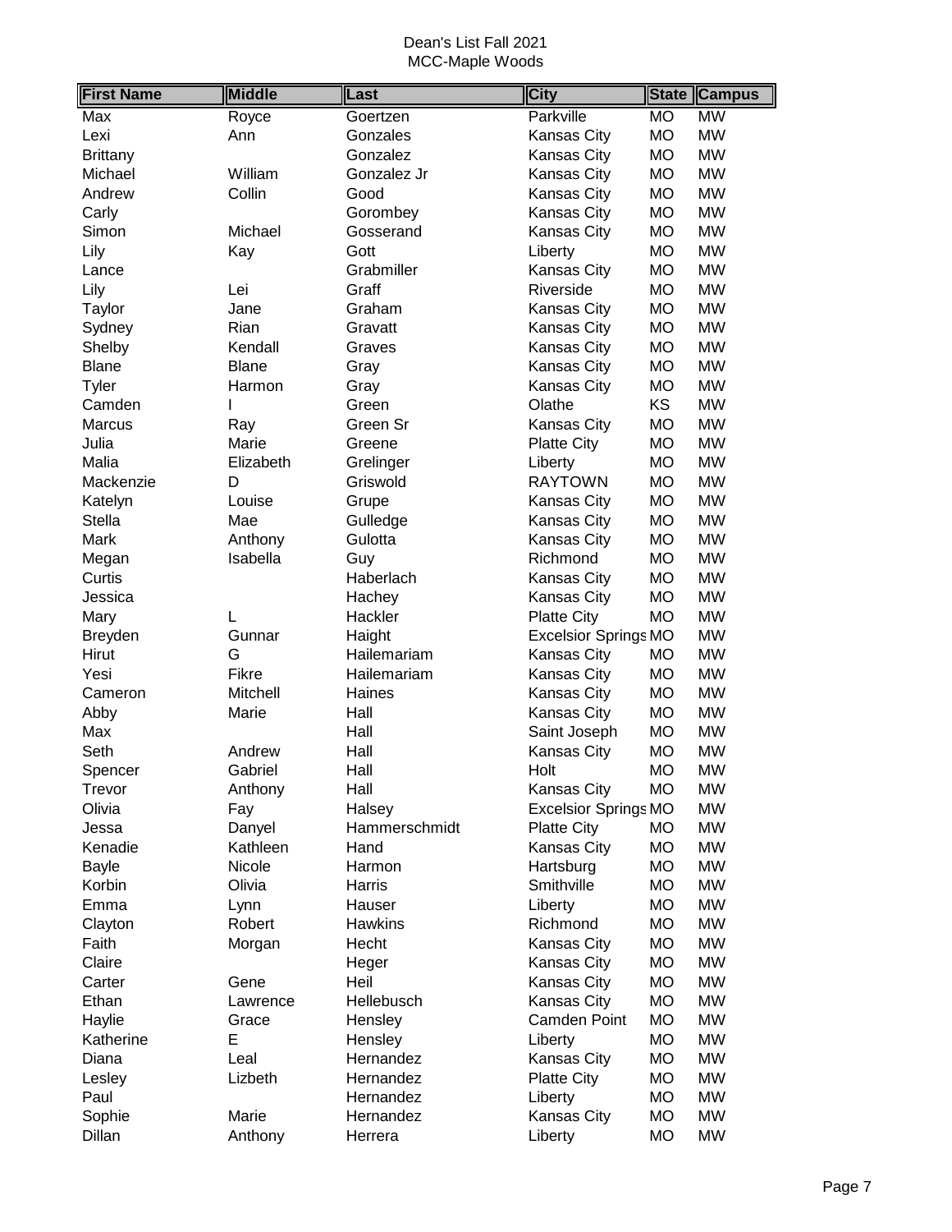Dean's List Fall 2021
MCC-Maple Woods

| First Name | Middle | Last | City | State | Campus |
|---|---|---|---|---|---|
| Max | Royce | Goertzen | Parkville | MO | MW |
| Lexi | Ann | Gonzales | Kansas City | MO | MW |
| Brittany | | Gonzalez | Kansas City | MO | MW |
| Michael | William | Gonzalez Jr | Kansas City | MO | MW |
| Andrew | Collin | Good | Kansas City | MO | MW |
| Carly | | Gorombey | Kansas City | MO | MW |
| Simon | Michael | Gosserand | Kansas City | MO | MW |
| Lily | Kay | Gott | Liberty | MO | MW |
| Lance | | Grabmiller | Kansas City | MO | MW |
| Lily | Lei | Graff | Riverside | MO | MW |
| Taylor | Jane | Graham | Kansas City | MO | MW |
| Sydney | Rian | Gravatt | Kansas City | MO | MW |
| Shelby | Kendall | Graves | Kansas City | MO | MW |
| Blane | Blane | Gray | Kansas City | MO | MW |
| Tyler | Harmon | Gray | Kansas City | MO | MW |
| Camden | I | Green | Olathe | KS | MW |
| Marcus | Ray | Green Sr | Kansas City | MO | MW |
| Julia | Marie | Greene | Platte City | MO | MW |
| Malia | Elizabeth | Grelinger | Liberty | MO | MW |
| Mackenzie | D | Griswold | RAYTOWN | MO | MW |
| Katelyn | Louise | Grupe | Kansas City | MO | MW |
| Stella | Mae | Gulledge | Kansas City | MO | MW |
| Mark | Anthony | Gulotta | Kansas City | MO | MW |
| Megan | Isabella | Guy | Richmond | MO | MW |
| Curtis | | Haberlach | Kansas City | MO | MW |
| Jessica | | Hachey | Kansas City | MO | MW |
| Mary | L | Hackler | Platte City | MO | MW |
| Breyden | Gunnar | Haight | Excelsior Springs | MO | MW |
| Hirut | G | Hailemariam | Kansas City | MO | MW |
| Yesi | Fikre | Hailemariam | Kansas City | MO | MW |
| Cameron | Mitchell | Haines | Kansas City | MO | MW |
| Abby | Marie | Hall | Kansas City | MO | MW |
| Max | | Hall | Saint Joseph | MO | MW |
| Seth | Andrew | Hall | Kansas City | MO | MW |
| Spencer | Gabriel | Hall | Holt | MO | MW |
| Trevor | Anthony | Hall | Kansas City | MO | MW |
| Olivia | Fay | Halsey | Excelsior Springs | MO | MW |
| Jessa | Danyel | Hammerschmidt | Platte City | MO | MW |
| Kenadie | Kathleen | Hand | Kansas City | MO | MW |
| Bayle | Nicole | Harmon | Hartsburg | MO | MW |
| Korbin | Olivia | Harris | Smithville | MO | MW |
| Emma | Lynn | Hauser | Liberty | MO | MW |
| Clayton | Robert | Hawkins | Richmond | MO | MW |
| Faith | Morgan | Hecht | Kansas City | MO | MW |
| Claire | | Heger | Kansas City | MO | MW |
| Carter | Gene | Heil | Kansas City | MO | MW |
| Ethan | Lawrence | Hellebusch | Kansas City | MO | MW |
| Haylie | Grace | Hensley | Camden Point | MO | MW |
| Katherine | E | Hensley | Liberty | MO | MW |
| Diana | Leal | Hernandez | Kansas City | MO | MW |
| Lesley | Lizbeth | Hernandez | Platte City | MO | MW |
| Paul | | Hernandez | Liberty | MO | MW |
| Sophie | Marie | Hernandez | Kansas City | MO | MW |
| Dillan | Anthony | Herrera | Liberty | MO | MW |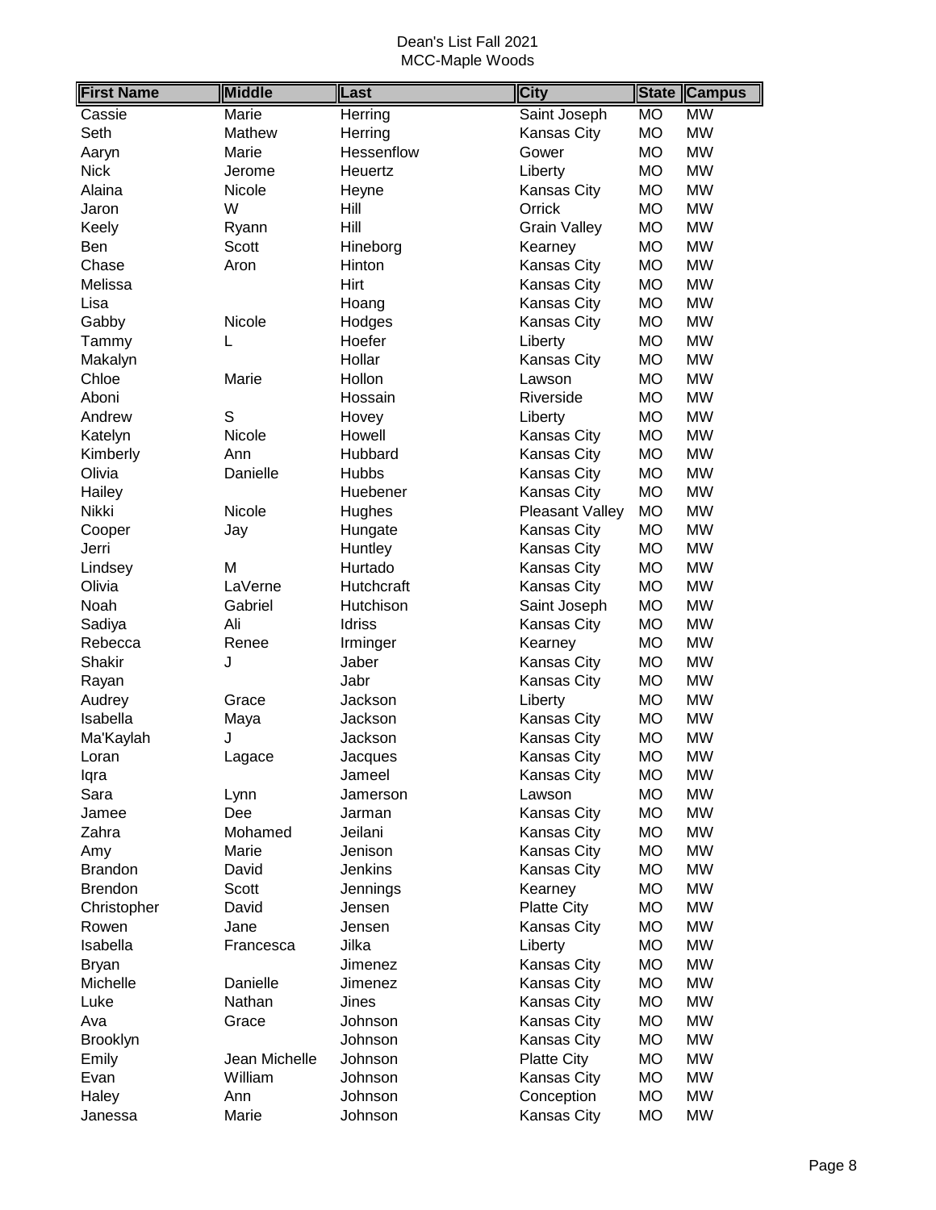Dean's List Fall 2021
MCC-Maple Woods

| First Name | Middle | Last | City | State | Campus |
|---|---|---|---|---|---|
| Cassie | Marie | Herring | Saint Joseph | MO | MW |
| Seth | Mathew | Herring | Kansas City | MO | MW |
| Aaryn | Marie | Hessenflow | Gower | MO | MW |
| Nick | Jerome | Heuertz | Liberty | MO | MW |
| Alaina | Nicole | Heyne | Kansas City | MO | MW |
| Jaron | W | Hill | Orrick | MO | MW |
| Keely | Ryann | Hill | Grain Valley | MO | MW |
| Ben | Scott | Hineborg | Kearney | MO | MW |
| Chase | Aron | Hinton | Kansas City | MO | MW |
| Melissa | | Hirt | Kansas City | MO | MW |
| Lisa | | Hoang | Kansas City | MO | MW |
| Gabby | Nicole | Hodges | Kansas City | MO | MW |
| Tammy | L | Hoefer | Liberty | MO | MW |
| Makalyn | | Hollar | Kansas City | MO | MW |
| Chloe | Marie | Hollon | Lawson | MO | MW |
| Aboni | | Hossain | Riverside | MO | MW |
| Andrew | S | Hovey | Liberty | MO | MW |
| Katelyn | Nicole | Howell | Kansas City | MO | MW |
| Kimberly | Ann | Hubbard | Kansas City | MO | MW |
| Olivia | Danielle | Hubbs | Kansas City | MO | MW |
| Hailey | | Huebener | Kansas City | MO | MW |
| Nikki | Nicole | Hughes | Pleasant Valley | MO | MW |
| Cooper | Jay | Hungate | Kansas City | MO | MW |
| Jerri | | Huntley | Kansas City | MO | MW |
| Lindsey | M | Hurtado | Kansas City | MO | MW |
| Olivia | LaVerne | Hutchcraft | Kansas City | MO | MW |
| Noah | Gabriel | Hutchison | Saint Joseph | MO | MW |
| Sadiya | Ali | Idriss | Kansas City | MO | MW |
| Rebecca | Renee | Irminger | Kearney | MO | MW |
| Shakir | J | Jaber | Kansas City | MO | MW |
| Rayan | | Jabr | Kansas City | MO | MW |
| Audrey | Grace | Jackson | Liberty | MO | MW |
| Isabella | Maya | Jackson | Kansas City | MO | MW |
| Ma'Kaylah | J | Jackson | Kansas City | MO | MW |
| Loran | Lagace | Jacques | Kansas City | MO | MW |
| Iqra | | Jameel | Kansas City | MO | MW |
| Sara | Lynn | Jamerson | Lawson | MO | MW |
| Jamee | Dee | Jarman | Kansas City | MO | MW |
| Zahra | Mohamed | Jeilani | Kansas City | MO | MW |
| Amy | Marie | Jenison | Kansas City | MO | MW |
| Brandon | David | Jenkins | Kansas City | MO | MW |
| Brendon | Scott | Jennings | Kearney | MO | MW |
| Christopher | David | Jensen | Platte City | MO | MW |
| Rowen | Jane | Jensen | Kansas City | MO | MW |
| Isabella | Francesca | Jilka | Liberty | MO | MW |
| Bryan | | Jimenez | Kansas City | MO | MW |
| Michelle | Danielle | Jimenez | Kansas City | MO | MW |
| Luke | Nathan | Jines | Kansas City | MO | MW |
| Ava | Grace | Johnson | Kansas City | MO | MW |
| Brooklyn | | Johnson | Kansas City | MO | MW |
| Emily | Jean Michelle | Johnson | Platte City | MO | MW |
| Evan | William | Johnson | Kansas City | MO | MW |
| Haley | Ann | Johnson | Conception | MO | MW |
| Janessa | Marie | Johnson | Kansas City | MO | MW |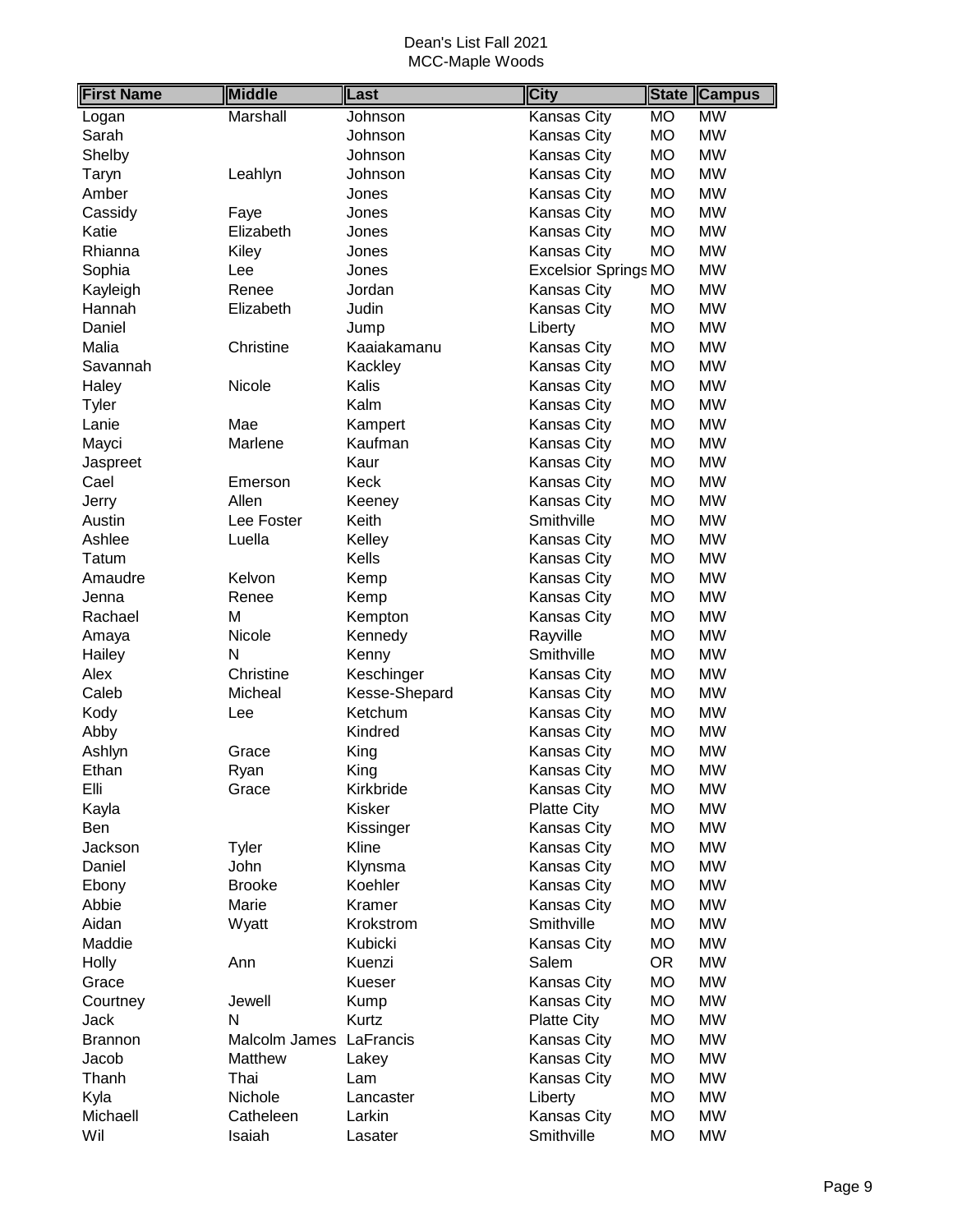Dean's List Fall 2021
MCC-Maple Woods

| First Name | Middle | Last | City | State | Campus |
|---|---|---|---|---|---|
| Logan | Marshall | Johnson | Kansas City | MO | MW |
| Sarah | | Johnson | Kansas City | MO | MW |
| Shelby | | Johnson | Kansas City | MO | MW |
| Taryn | Leahlyn | Johnson | Kansas City | MO | MW |
| Amber | | Jones | Kansas City | MO | MW |
| Cassidy | Faye | Jones | Kansas City | MO | MW |
| Katie | Elizabeth | Jones | Kansas City | MO | MW |
| Rhianna | Kiley | Jones | Kansas City | MO | MW |
| Sophia | Lee | Jones | Excelsior Springs | MO | MW |
| Kayleigh | Renee | Jordan | Kansas City | MO | MW |
| Hannah | Elizabeth | Judin | Kansas City | MO | MW |
| Daniel | | Jump | Liberty | MO | MW |
| Malia | Christine | Kaaiakamanu | Kansas City | MO | MW |
| Savannah | | Kackley | Kansas City | MO | MW |
| Haley | Nicole | Kalis | Kansas City | MO | MW |
| Tyler | | Kalm | Kansas City | MO | MW |
| Lanie | Mae | Kampert | Kansas City | MO | MW |
| Mayci | Marlene | Kaufman | Kansas City | MO | MW |
| Jaspreet | | Kaur | Kansas City | MO | MW |
| Cael | Emerson | Keck | Kansas City | MO | MW |
| Jerry | Allen | Keeney | Kansas City | MO | MW |
| Austin | Lee Foster | Keith | Smithville | MO | MW |
| Ashlee | Luella | Kelley | Kansas City | MO | MW |
| Tatum | | Kells | Kansas City | MO | MW |
| Amaudre | Kelvon | Kemp | Kansas City | MO | MW |
| Jenna | Renee | Kemp | Kansas City | MO | MW |
| Rachael | M | Kempton | Kansas City | MO | MW |
| Amaya | Nicole | Kennedy | Rayville | MO | MW |
| Hailey | N | Kenny | Smithville | MO | MW |
| Alex | Christine | Keschinger | Kansas City | MO | MW |
| Caleb | Micheal | Kesse-Shepard | Kansas City | MO | MW |
| Kody | Lee | Ketchum | Kansas City | MO | MW |
| Abby | | Kindred | Kansas City | MO | MW |
| Ashlyn | Grace | King | Kansas City | MO | MW |
| Ethan | Ryan | King | Kansas City | MO | MW |
| Elli | Grace | Kirkbride | Kansas City | MO | MW |
| Kayla | | Kisker | Platte City | MO | MW |
| Ben | | Kissinger | Kansas City | MO | MW |
| Jackson | Tyler | Kline | Kansas City | MO | MW |
| Daniel | John | Klynsma | Kansas City | MO | MW |
| Ebony | Brooke | Koehler | Kansas City | MO | MW |
| Abbie | Marie | Kramer | Kansas City | MO | MW |
| Aidan | Wyatt | Krokstrom | Smithville | MO | MW |
| Maddie | | Kubicki | Kansas City | MO | MW |
| Holly | Ann | Kuenzi | Salem | OR | MW |
| Grace | | Kueser | Kansas City | MO | MW |
| Courtney | Jewell | Kump | Kansas City | MO | MW |
| Jack | N | Kurtz | Platte City | MO | MW |
| Brannon | Malcolm James | LaFrancis | Kansas City | MO | MW |
| Jacob | Matthew | Lakey | Kansas City | MO | MW |
| Thanh | Thai | Lam | Kansas City | MO | MW |
| Kyla | Nichole | Lancaster | Liberty | MO | MW |
| Michaell | Catheleen | Larkin | Kansas City | MO | MW |
| Wil | Isaiah | Lasater | Smithville | MO | MW |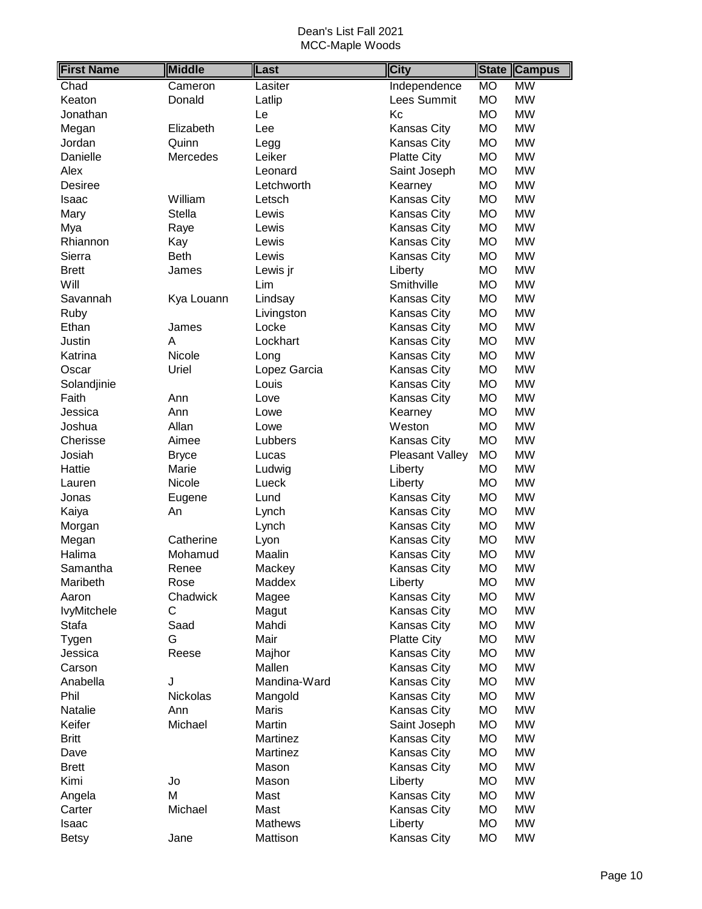Dean's List Fall 2021
MCC-Maple Woods

| First Name | Middle | Last | City | State | Campus |
|---|---|---|---|---|---|
| Chad | Cameron | Lasiter | Independence | MO | MW |
| Keaton | Donald | Latlip | Lees Summit | MO | MW |
| Jonathan | | Le | Kc | MO | MW |
| Megan | Elizabeth | Lee | Kansas City | MO | MW |
| Jordan | Quinn | Legg | Kansas City | MO | MW |
| Danielle | Mercedes | Leiker | Platte City | MO | MW |
| Alex | | Leonard | Saint Joseph | MO | MW |
| Desiree | | Letchworth | Kearney | MO | MW |
| Isaac | William | Letsch | Kansas City | MO | MW |
| Mary | Stella | Lewis | Kansas City | MO | MW |
| Mya | Raye | Lewis | Kansas City | MO | MW |
| Rhiannon | Kay | Lewis | Kansas City | MO | MW |
| Sierra | Beth | Lewis | Kansas City | MO | MW |
| Brett | James | Lewis jr | Liberty | MO | MW |
| Will | | Lim | Smithville | MO | MW |
| Savannah | Kya Louann | Lindsay | Kansas City | MO | MW |
| Ruby | | Livingston | Kansas City | MO | MW |
| Ethan | James | Locke | Kansas City | MO | MW |
| Justin | A | Lockhart | Kansas City | MO | MW |
| Katrina | Nicole | Long | Kansas City | MO | MW |
| Oscar | Uriel | Lopez Garcia | Kansas City | MO | MW |
| Solandjinie | | Louis | Kansas City | MO | MW |
| Faith | Ann | Love | Kansas City | MO | MW |
| Jessica | Ann | Lowe | Kearney | MO | MW |
| Joshua | Allan | Lowe | Weston | MO | MW |
| Cherisse | Aimee | Lubbers | Kansas City | MO | MW |
| Josiah | Bryce | Lucas | Pleasant Valley | MO | MW |
| Hattie | Marie | Ludwig | Liberty | MO | MW |
| Lauren | Nicole | Lueck | Liberty | MO | MW |
| Jonas | Eugene | Lund | Kansas City | MO | MW |
| Kaiya | An | Lynch | Kansas City | MO | MW |
| Morgan | | Lynch | Kansas City | MO | MW |
| Megan | Catherine | Lyon | Kansas City | MO | MW |
| Halima | Mohamud | Maalin | Kansas City | MO | MW |
| Samantha | Renee | Mackey | Kansas City | MO | MW |
| Maribeth | Rose | Maddex | Liberty | MO | MW |
| Aaron | Chadwick | Magee | Kansas City | MO | MW |
| IvyMitchele | C | Magut | Kansas City | MO | MW |
| Stafa | Saad | Mahdi | Kansas City | MO | MW |
| Tygen | G | Mair | Platte City | MO | MW |
| Jessica | Reese | Majhor | Kansas City | MO | MW |
| Carson | | Mallen | Kansas City | MO | MW |
| Anabella | J | Mandina-Ward | Kansas City | MO | MW |
| Phil | Nickolas | Mangold | Kansas City | MO | MW |
| Natalie | Ann | Maris | Kansas City | MO | MW |
| Keifer | Michael | Martin | Saint Joseph | MO | MW |
| Britt | | Martinez | Kansas City | MO | MW |
| Dave | | Martinez | Kansas City | MO | MW |
| Brett | | Mason | Kansas City | MO | MW |
| Kimi | Jo | Mason | Liberty | MO | MW |
| Angela | M | Mast | Kansas City | MO | MW |
| Carter | Michael | Mast | Kansas City | MO | MW |
| Isaac | | Mathews | Liberty | MO | MW |
| Betsy | Jane | Mattison | Kansas City | MO | MW |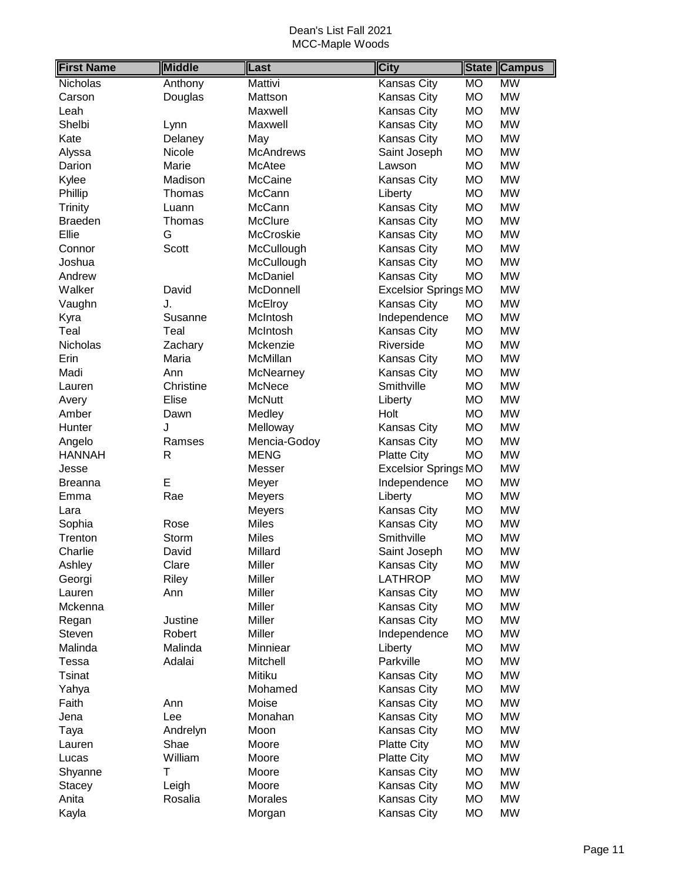Dean's List Fall 2021
MCC-Maple Woods

| First Name | Middle | Last | City | State | Campus |
|---|---|---|---|---|---|
| Nicholas | Anthony | Mattivi | Kansas City | MO | MW |
| Carson | Douglas | Mattson | Kansas City | MO | MW |
| Leah | | Maxwell | Kansas City | MO | MW |
| Shelbi | Lynn | Maxwell | Kansas City | MO | MW |
| Kate | Delaney | May | Kansas City | MO | MW |
| Alyssa | Nicole | McAndrews | Saint Joseph | MO | MW |
| Darion | Marie | McAtee | Lawson | MO | MW |
| Kylee | Madison | McCaine | Kansas City | MO | MW |
| Phillip | Thomas | McCann | Liberty | MO | MW |
| Trinity | Luann | McCann | Kansas City | MO | MW |
| Braeden | Thomas | McClure | Kansas City | MO | MW |
| Ellie | G | McCroskie | Kansas City | MO | MW |
| Connor | Scott | McCullough | Kansas City | MO | MW |
| Joshua | | McCullough | Kansas City | MO | MW |
| Andrew | | McDaniel | Kansas City | MO | MW |
| Walker | David | McDonnell | Excelsior Springs | MO | MW |
| Vaughn | J. | McElroy | Kansas City | MO | MW |
| Kyra | Susanne | McIntosh | Independence | MO | MW |
| Teal | Teal | McIntosh | Kansas City | MO | MW |
| Nicholas | Zachary | Mckenzie | Riverside | MO | MW |
| Erin | Maria | McMillan | Kansas City | MO | MW |
| Madi | Ann | McNearney | Kansas City | MO | MW |
| Lauren | Christine | McNece | Smithville | MO | MW |
| Avery | Elise | McNutt | Liberty | MO | MW |
| Amber | Dawn | Medley | Holt | MO | MW |
| Hunter | J | Melloway | Kansas City | MO | MW |
| Angelo | Ramses | Mencia-Godoy | Kansas City | MO | MW |
| HANNAH | R | MENG | Platte City | MO | MW |
| Jesse | | Messer | Excelsior Springs | MO | MW |
| Breanna | E | Meyer | Independence | MO | MW |
| Emma | Rae | Meyers | Liberty | MO | MW |
| Lara | | Meyers | Kansas City | MO | MW |
| Sophia | Rose | Miles | Kansas City | MO | MW |
| Trenton | Storm | Miles | Smithville | MO | MW |
| Charlie | David | Millard | Saint Joseph | MO | MW |
| Ashley | Clare | Miller | Kansas City | MO | MW |
| Georgi | Riley | Miller | LATHROP | MO | MW |
| Lauren | Ann | Miller | Kansas City | MO | MW |
| Mckenna | | Miller | Kansas City | MO | MW |
| Regan | Justine | Miller | Kansas City | MO | MW |
| Steven | Robert | Miller | Independence | MO | MW |
| Malinda | Malinda | Minniear | Liberty | MO | MW |
| Tessa | Adalai | Mitchell | Parkville | MO | MW |
| Tsinat | | Mitiku | Kansas City | MO | MW |
| Yahya | | Mohamed | Kansas City | MO | MW |
| Faith | Ann | Moise | Kansas City | MO | MW |
| Jena | Lee | Monahan | Kansas City | MO | MW |
| Taya | Andrelyn | Moon | Kansas City | MO | MW |
| Lauren | Shae | Moore | Platte City | MO | MW |
| Lucas | William | Moore | Platte City | MO | MW |
| Shyanne | T | Moore | Kansas City | MO | MW |
| Stacey | Leigh | Moore | Kansas City | MO | MW |
| Anita | Rosalia | Morales | Kansas City | MO | MW |
| Kayla | | Morgan | Kansas City | MO | MW |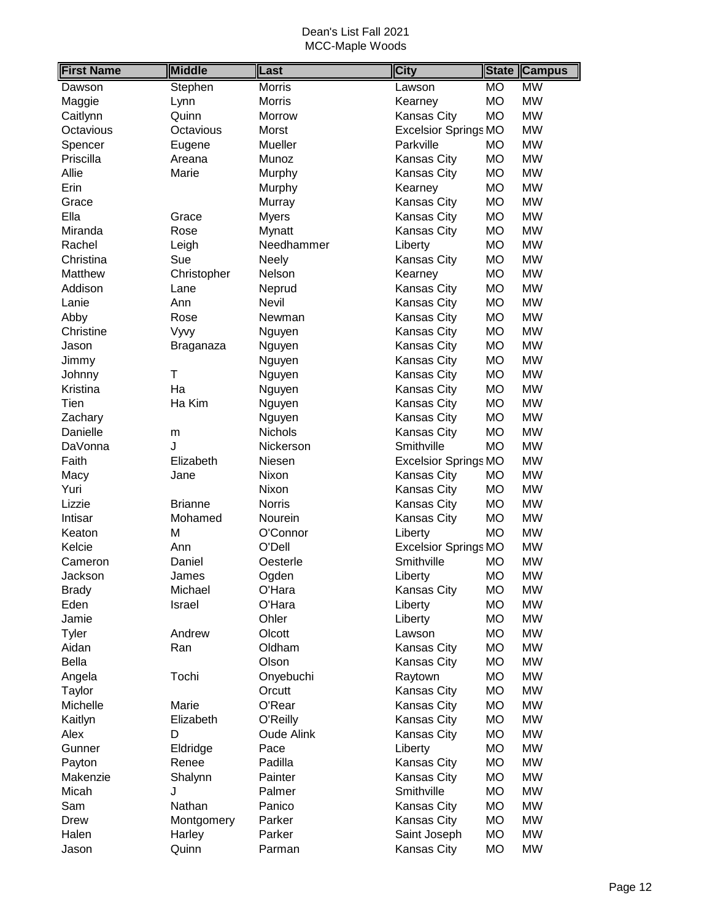Dean's List Fall 2021
MCC-Maple Woods

| First Name | Middle | Last | City | State | Campus |
|---|---|---|---|---|---|
| Dawson | Stephen | Morris | Lawson | MO | MW |
| Maggie | Lynn | Morris | Kearney | MO | MW |
| Caitlynn | Quinn | Morrow | Kansas City | MO | MW |
| Octavious | Octavious | Morst | Excelsior Springs | MO | MW |
| Spencer | Eugene | Mueller | Parkville | MO | MW |
| Priscilla | Areana | Munoz | Kansas City | MO | MW |
| Allie | Marie | Murphy | Kansas City | MO | MW |
| Erin | | Murphy | Kearney | MO | MW |
| Grace | | Murray | Kansas City | MO | MW |
| Ella | Grace | Myers | Kansas City | MO | MW |
| Miranda | Rose | Mynatt | Kansas City | MO | MW |
| Rachel | Leigh | Needhammer | Liberty | MO | MW |
| Christina | Sue | Neely | Kansas City | MO | MW |
| Matthew | Christopher | Nelson | Kearney | MO | MW |
| Addison | Lane | Neprud | Kansas City | MO | MW |
| Lanie | Ann | Nevil | Kansas City | MO | MW |
| Abby | Rose | Newman | Kansas City | MO | MW |
| Christine | Vyvy | Nguyen | Kansas City | MO | MW |
| Jason | Braganaza | Nguyen | Kansas City | MO | MW |
| Jimmy | | Nguyen | Kansas City | MO | MW |
| Johnny | T | Nguyen | Kansas City | MO | MW |
| Kristina | Ha | Nguyen | Kansas City | MO | MW |
| Tien | Ha Kim | Nguyen | Kansas City | MO | MW |
| Zachary | | Nguyen | Kansas City | MO | MW |
| Danielle | m | Nichols | Kansas City | MO | MW |
| DaVonna | J | Nickerson | Smithville | MO | MW |
| Faith | Elizabeth | Niesen | Excelsior Springs | MO | MW |
| Macy | Jane | Nixon | Kansas City | MO | MW |
| Yuri | | Nixon | Kansas City | MO | MW |
| Lizzie | Brianne | Norris | Kansas City | MO | MW |
| Intisar | Mohamed | Nourein | Kansas City | MO | MW |
| Keaton | M | O'Connor | Liberty | MO | MW |
| Kelcie | Ann | O'Dell | Excelsior Springs | MO | MW |
| Cameron | Daniel | Oesterle | Smithville | MO | MW |
| Jackson | James | Ogden | Liberty | MO | MW |
| Brady | Michael | O'Hara | Kansas City | MO | MW |
| Eden | Israel | O'Hara | Liberty | MO | MW |
| Jamie | | Ohler | Liberty | MO | MW |
| Tyler | Andrew | Olcott | Lawson | MO | MW |
| Aidan | Ran | Oldham | Kansas City | MO | MW |
| Bella | | Olson | Kansas City | MO | MW |
| Angela | Tochi | Onyebuchi | Raytown | MO | MW |
| Taylor | | Orcutt | Kansas City | MO | MW |
| Michelle | Marie | O'Rear | Kansas City | MO | MW |
| Kaitlyn | Elizabeth | O'Reilly | Kansas City | MO | MW |
| Alex | D | Oude Alink | Kansas City | MO | MW |
| Gunner | Eldridge | Pace | Liberty | MO | MW |
| Payton | Renee | Padilla | Kansas City | MO | MW |
| Makenzie | Shalynn | Painter | Kansas City | MO | MW |
| Micah | J | Palmer | Smithville | MO | MW |
| Sam | Nathan | Panico | Kansas City | MO | MW |
| Drew | Montgomery | Parker | Kansas City | MO | MW |
| Halen | Harley | Parker | Saint Joseph | MO | MW |
| Jason | Quinn | Parman | Kansas City | MO | MW |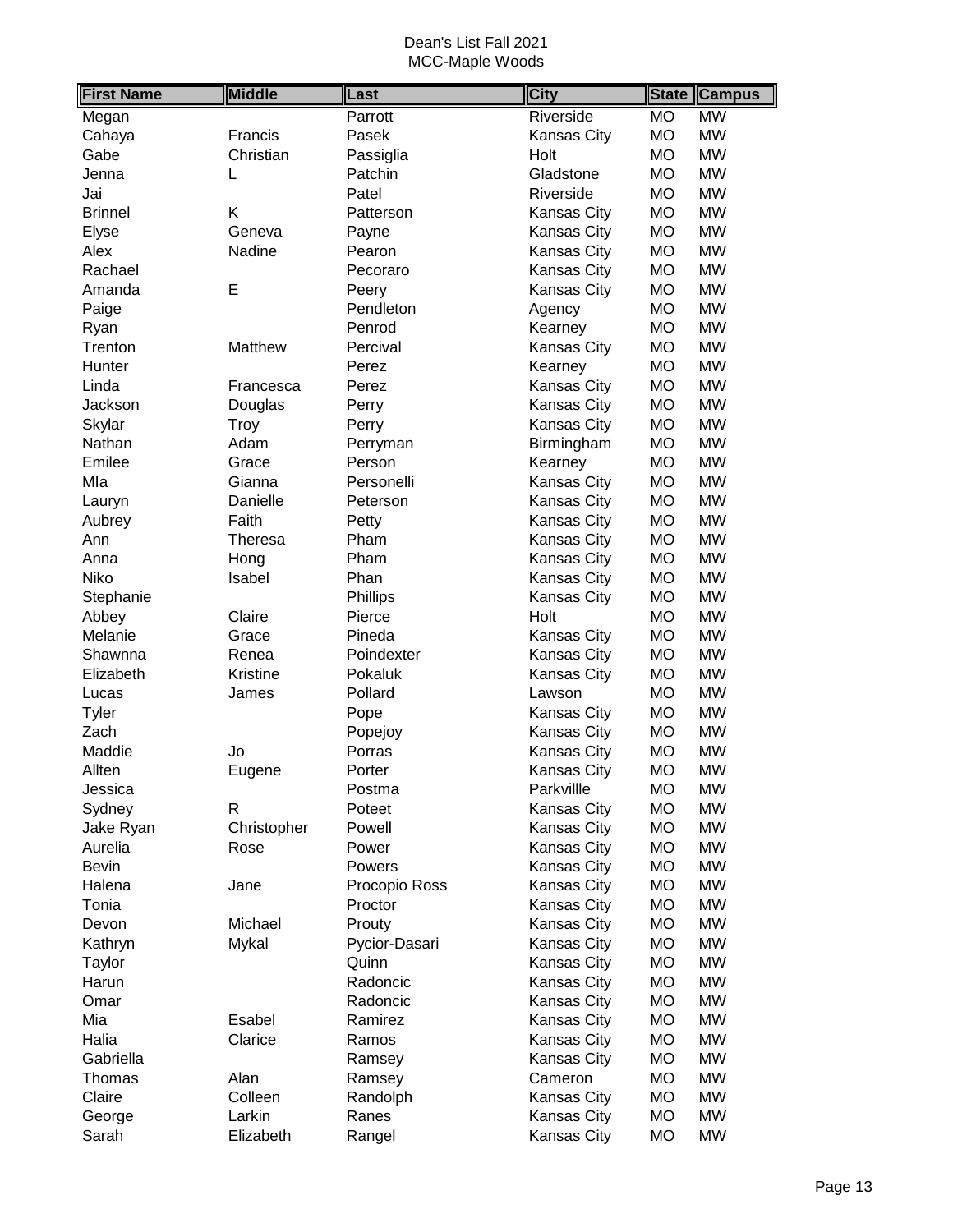Dean's List Fall 2021
MCC-Maple Woods

| First Name | Middle | Last | City | State | Campus |
|---|---|---|---|---|---|
| Megan | | Parrott | Riverside | MO | MW |
| Cahaya | Francis | Pasek | Kansas City | MO | MW |
| Gabe | Christian | Passiglia | Holt | MO | MW |
| Jenna | L | Patchin | Gladstone | MO | MW |
| Jai | | Patel | Riverside | MO | MW |
| Brinnel | K | Patterson | Kansas City | MO | MW |
| Elyse | Geneva | Payne | Kansas City | MO | MW |
| Alex | Nadine | Pearon | Kansas City | MO | MW |
| Rachael | | Pecoraro | Kansas City | MO | MW |
| Amanda | E | Peery | Kansas City | MO | MW |
| Paige | | Pendleton | Agency | MO | MW |
| Ryan | | Penrod | Kearney | MO | MW |
| Trenton | Matthew | Percival | Kansas City | MO | MW |
| Hunter | | Perez | Kearney | MO | MW |
| Linda | Francesca | Perez | Kansas City | MO | MW |
| Jackson | Douglas | Perry | Kansas City | MO | MW |
| Skylar | Troy | Perry | Kansas City | MO | MW |
| Nathan | Adam | Perryman | Birmingham | MO | MW |
| Emilee | Grace | Person | Kearney | MO | MW |
| MIa | Gianna | Personelli | Kansas City | MO | MW |
| Lauryn | Danielle | Peterson | Kansas City | MO | MW |
| Aubrey | Faith | Petty | Kansas City | MO | MW |
| Ann | Theresa | Pham | Kansas City | MO | MW |
| Anna | Hong | Pham | Kansas City | MO | MW |
| Niko | Isabel | Phan | Kansas City | MO | MW |
| Stephanie | | Phillips | Kansas City | MO | MW |
| Abbey | Claire | Pierce | Holt | MO | MW |
| Melanie | Grace | Pineda | Kansas City | MO | MW |
| Shawnna | Renea | Poindexter | Kansas City | MO | MW |
| Elizabeth | Kristine | Pokaluk | Kansas City | MO | MW |
| Lucas | James | Pollard | Lawson | MO | MW |
| Tyler | | Pope | Kansas City | MO | MW |
| Zach | | Popejoy | Kansas City | MO | MW |
| Maddie | Jo | Porras | Kansas City | MO | MW |
| Allten | Eugene | Porter | Kansas City | MO | MW |
| Jessica | | Postma | Parkvillle | MO | MW |
| Sydney | R | Poteet | Kansas City | MO | MW |
| Jake Ryan | Christopher | Powell | Kansas City | MO | MW |
| Aurelia | Rose | Power | Kansas City | MO | MW |
| Bevin | | Powers | Kansas City | MO | MW |
| Halena | Jane | Procopio Ross | Kansas City | MO | MW |
| Tonia | | Proctor | Kansas City | MO | MW |
| Devon | Michael | Prouty | Kansas City | MO | MW |
| Kathryn | Mykal | Pycior-Dasari | Kansas City | MO | MW |
| Taylor | | Quinn | Kansas City | MO | MW |
| Harun | | Radoncic | Kansas City | MO | MW |
| Omar | | Radoncic | Kansas City | MO | MW |
| Mia | Esabel | Ramirez | Kansas City | MO | MW |
| Halia | Clarice | Ramos | Kansas City | MO | MW |
| Gabriella | | Ramsey | Kansas City | MO | MW |
| Thomas | Alan | Ramsey | Cameron | MO | MW |
| Claire | Colleen | Randolph | Kansas City | MO | MW |
| George | Larkin | Ranes | Kansas City | MO | MW |
| Sarah | Elizabeth | Rangel | Kansas City | MO | MW |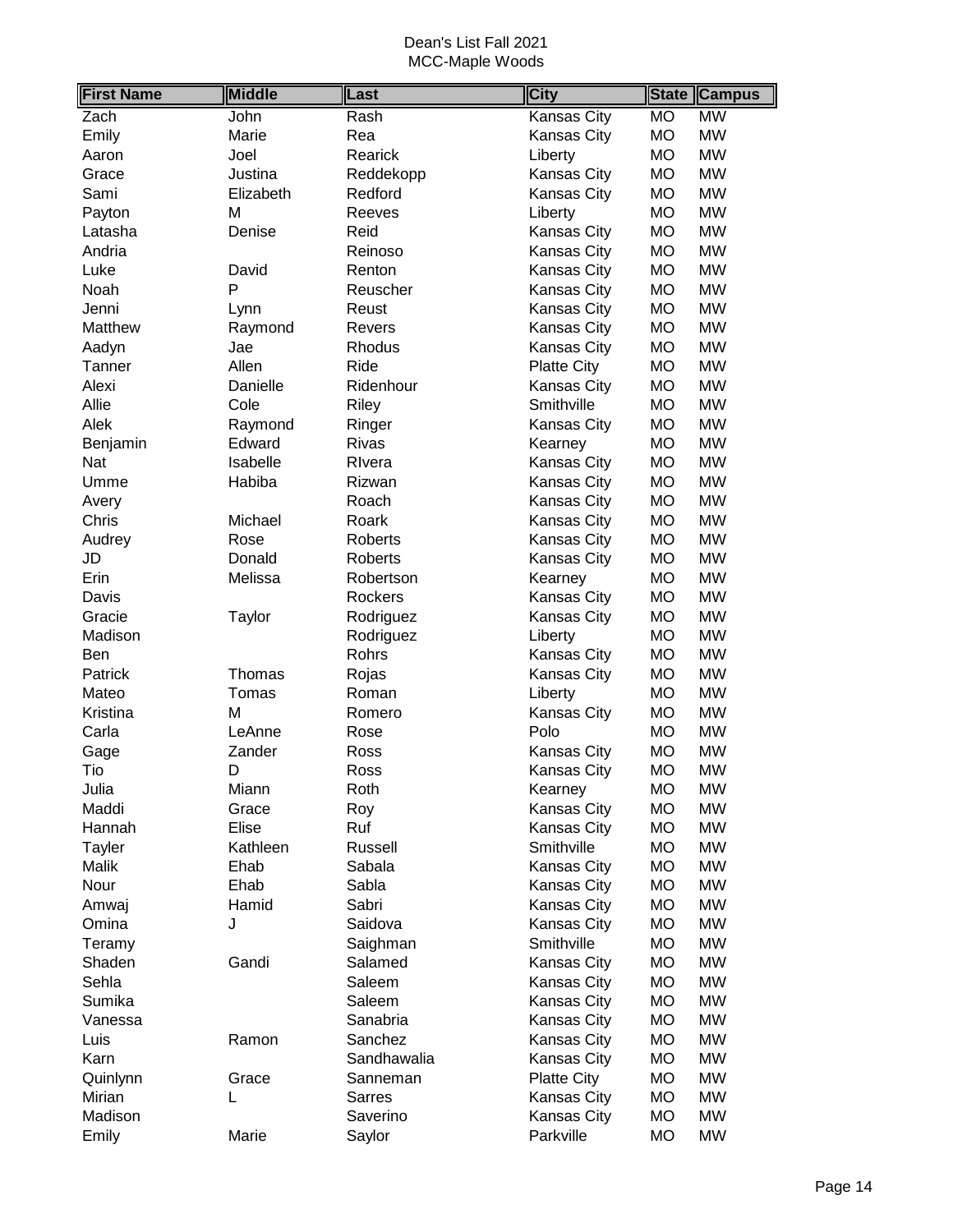Dean's List Fall 2021
MCC-Maple Woods

| First Name | Middle | Last | City | State | Campus |
|---|---|---|---|---|---|
| Zach | John | Rash | Kansas City | MO | MW |
| Emily | Marie | Rea | Kansas City | MO | MW |
| Aaron | Joel | Rearick | Liberty | MO | MW |
| Grace | Justina | Reddekopp | Kansas City | MO | MW |
| Sami | Elizabeth | Redford | Kansas City | MO | MW |
| Payton | M | Reeves | Liberty | MO | MW |
| Latasha | Denise | Reid | Kansas City | MO | MW |
| Andria | | Reinoso | Kansas City | MO | MW |
| Luke | David | Renton | Kansas City | MO | MW |
| Noah | P | Reuscher | Kansas City | MO | MW |
| Jenni | Lynn | Reust | Kansas City | MO | MW |
| Matthew | Raymond | Revers | Kansas City | MO | MW |
| Aadyn | Jae | Rhodus | Kansas City | MO | MW |
| Tanner | Allen | Ride | Platte City | MO | MW |
| Alexi | Danielle | Ridenhour | Kansas City | MO | MW |
| Allie | Cole | Riley | Smithville | MO | MW |
| Alek | Raymond | Ringer | Kansas City | MO | MW |
| Benjamin | Edward | Rivas | Kearney | MO | MW |
| Nat | Isabelle | RIvera | Kansas City | MO | MW |
| Umme | Habiba | Rizwan | Kansas City | MO | MW |
| Avery | | Roach | Kansas City | MO | MW |
| Chris | Michael | Roark | Kansas City | MO | MW |
| Audrey | Rose | Roberts | Kansas City | MO | MW |
| JD | Donald | Roberts | Kansas City | MO | MW |
| Erin | Melissa | Robertson | Kearney | MO | MW |
| Davis | | Rockers | Kansas City | MO | MW |
| Gracie | Taylor | Rodriguez | Kansas City | MO | MW |
| Madison | | Rodriguez | Liberty | MO | MW |
| Ben | | Rohrs | Kansas City | MO | MW |
| Patrick | Thomas | Rojas | Kansas City | MO | MW |
| Mateo | Tomas | Roman | Liberty | MO | MW |
| Kristina | M | Romero | Kansas City | MO | MW |
| Carla | LeAnne | Rose | Polo | MO | MW |
| Gage | Zander | Ross | Kansas City | MO | MW |
| Tio | D | Ross | Kansas City | MO | MW |
| Julia | Miann | Roth | Kearney | MO | MW |
| Maddi | Grace | Roy | Kansas City | MO | MW |
| Hannah | Elise | Ruf | Kansas City | MO | MW |
| Tayler | Kathleen | Russell | Smithville | MO | MW |
| Malik | Ehab | Sabala | Kansas City | MO | MW |
| Nour | Ehab | Sabla | Kansas City | MO | MW |
| Amwaj | Hamid | Sabri | Kansas City | MO | MW |
| Omina | J | Saidova | Kansas City | MO | MW |
| Teramy | | Saighman | Smithville | MO | MW |
| Shaden | Gandi | Salamed | Kansas City | MO | MW |
| Sehla | | Saleem | Kansas City | MO | MW |
| Sumika | | Saleem | Kansas City | MO | MW |
| Vanessa | | Sanabria | Kansas City | MO | MW |
| Luis | Ramon | Sanchez | Kansas City | MO | MW |
| Karn | | Sandhawalia | Kansas City | MO | MW |
| Quinlynn | Grace | Sanneman | Platte City | MO | MW |
| Mirian | L | Sarres | Kansas City | MO | MW |
| Madison | | Saverino | Kansas City | MO | MW |
| Emily | Marie | Saylor | Parkville | MO | MW |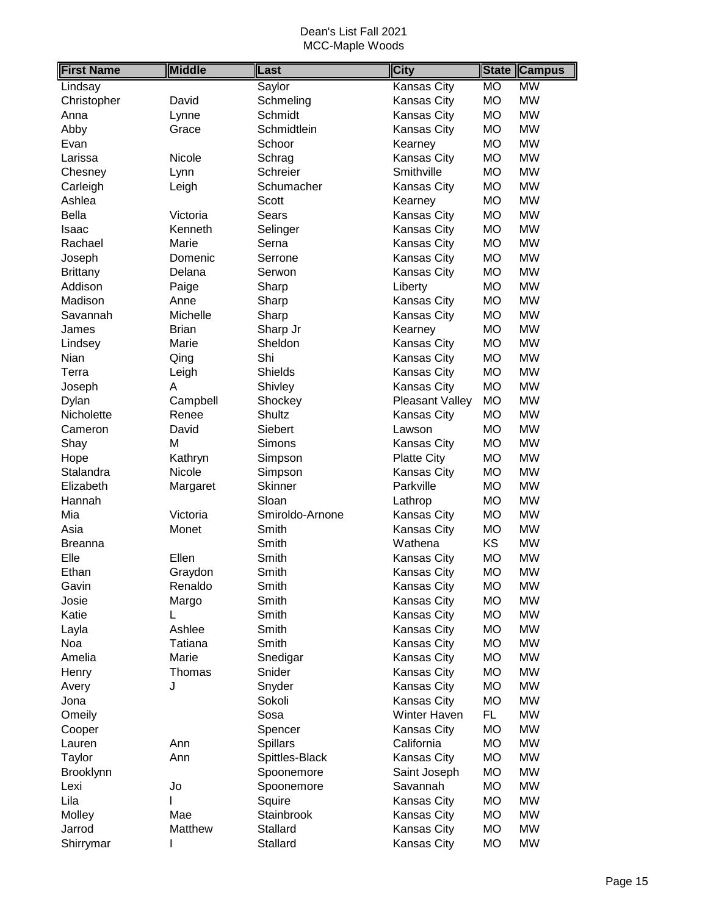Dean's List Fall 2021

MCC-Maple Woods

| First Name | Middle | Last | City | State | Campus |
|---|---|---|---|---|---|
| Lindsay | | Saylor | Kansas City | MO | MW |
| Christopher | David | Schmeling | Kansas City | MO | MW |
| Anna | Lynne | Schmidt | Kansas City | MO | MW |
| Abby | Grace | Schmidtlein | Kansas City | MO | MW |
| Evan | | Schoor | Kearney | MO | MW |
| Larissa | Nicole | Schrag | Kansas City | MO | MW |
| Chesney | Lynn | Schreier | Smithville | MO | MW |
| Carleigh | Leigh | Schumacher | Kansas City | MO | MW |
| Ashlea | | Scott | Kearney | MO | MW |
| Bella | Victoria | Sears | Kansas City | MO | MW |
| Isaac | Kenneth | Selinger | Kansas City | MO | MW |
| Rachael | Marie | Serna | Kansas City | MO | MW |
| Joseph | Domenic | Serrone | Kansas City | MO | MW |
| Brittany | Delana | Serwon | Kansas City | MO | MW |
| Addison | Paige | Sharp | Liberty | MO | MW |
| Madison | Anne | Sharp | Kansas City | MO | MW |
| Savannah | Michelle | Sharp | Kansas City | MO | MW |
| James | Brian | Sharp Jr | Kearney | MO | MW |
| Lindsey | Marie | Sheldon | Kansas City | MO | MW |
| Nian | Qing | Shi | Kansas City | MO | MW |
| Terra | Leigh | Shields | Kansas City | MO | MW |
| Joseph | A | Shivley | Kansas City | MO | MW |
| Dylan | Campbell | Shockey | Pleasant Valley | MO | MW |
| Nicholette | Renee | Shultz | Kansas City | MO | MW |
| Cameron | David | Siebert | Lawson | MO | MW |
| Shay | M | Simons | Kansas City | MO | MW |
| Hope | Kathryn | Simpson | Platte City | MO | MW |
| Stalandra | Nicole | Simpson | Kansas City | MO | MW |
| Elizabeth | Margaret | Skinner | Parkville | MO | MW |
| Hannah | | Sloan | Lathrop | MO | MW |
| Mia | Victoria | Smiroldo-Arnone | Kansas City | MO | MW |
| Asia | Monet | Smith | Kansas City | MO | MW |
| Breanna | | Smith | Wathena | KS | MW |
| Elle | Ellen | Smith | Kansas City | MO | MW |
| Ethan | Graydon | Smith | Kansas City | MO | MW |
| Gavin | Renaldo | Smith | Kansas City | MO | MW |
| Josie | Margo | Smith | Kansas City | MO | MW |
| Katie | L | Smith | Kansas City | MO | MW |
| Layla | Ashlee | Smith | Kansas City | MO | MW |
| Noa | Tatiana | Smith | Kansas City | MO | MW |
| Amelia | Marie | Snedigar | Kansas City | MO | MW |
| Henry | Thomas | Snider | Kansas City | MO | MW |
| Avery | J | Snyder | Kansas City | MO | MW |
| Jona | | Sokoli | Kansas City | MO | MW |
| Omeily | | Sosa | Winter Haven | FL | MW |
| Cooper | | Spencer | Kansas City | MO | MW |
| Lauren | Ann | Spillars | California | MO | MW |
| Taylor | Ann | Spittles-Black | Kansas City | MO | MW |
| Brooklynn | | Spoonemore | Saint Joseph | MO | MW |
| Lexi | Jo | Spoonemore | Savannah | MO | MW |
| Lila | I | Squire | Kansas City | MO | MW |
| Molley | Mae | Stainbrook | Kansas City | MO | MW |
| Jarrod | Matthew | Stallard | Kansas City | MO | MW |
| Shirrymar | I | Stallard | Kansas City | MO | MW |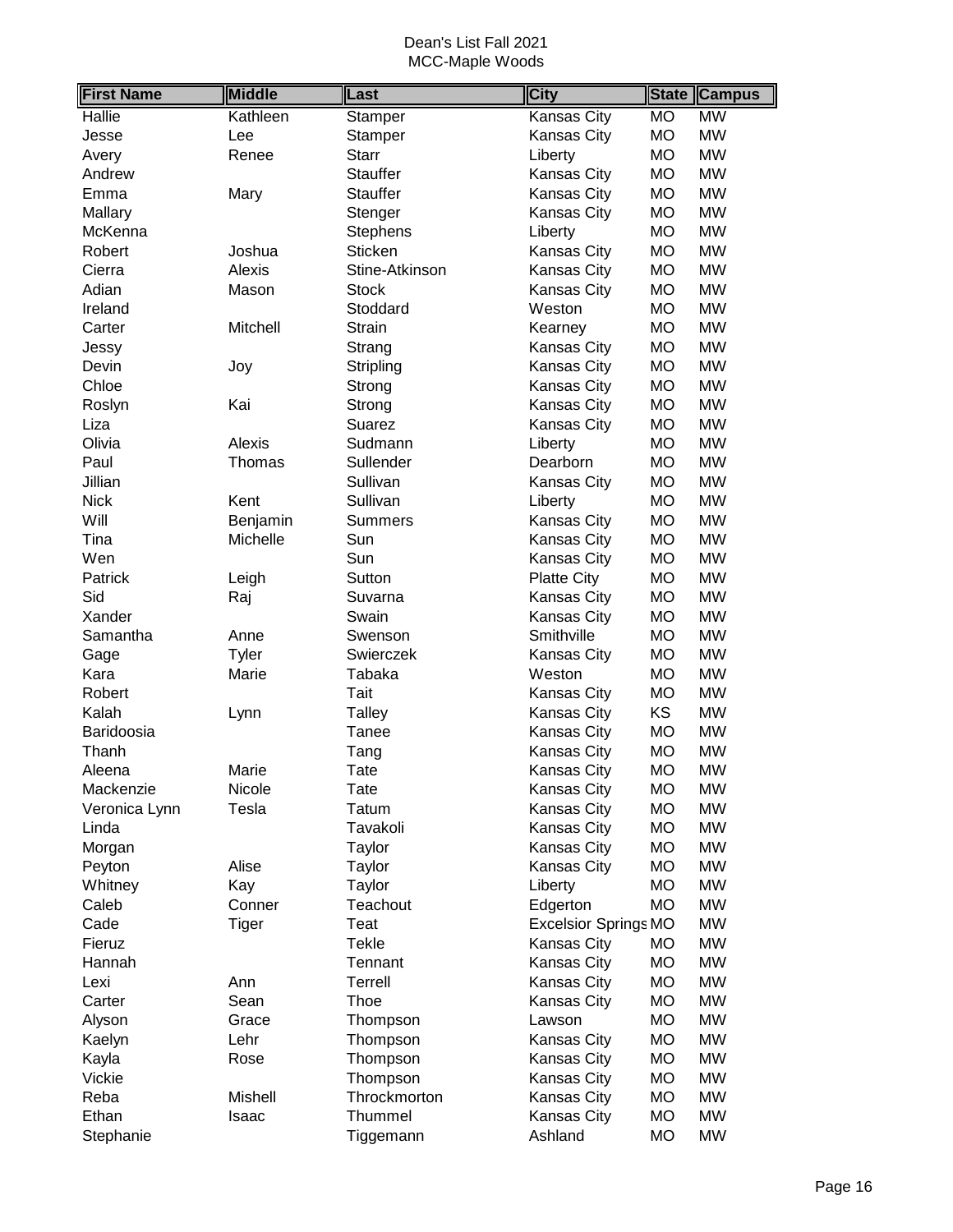Dean's List Fall 2021
MCC-Maple Woods

| First Name | Middle | Last | City | State | Campus |
|---|---|---|---|---|---|
| Hallie | Kathleen | Stamper | Kansas City | MO | MW |
| Jesse | Lee | Stamper | Kansas City | MO | MW |
| Avery | Renee | Starr | Liberty | MO | MW |
| Andrew | | Stauffer | Kansas City | MO | MW |
| Emma | Mary | Stauffer | Kansas City | MO | MW |
| Mallary | | Stenger | Kansas City | MO | MW |
| McKenna | | Stephens | Liberty | MO | MW |
| Robert | Joshua | Sticken | Kansas City | MO | MW |
| Cierra | Alexis | Stine-Atkinson | Kansas City | MO | MW |
| Adian | Mason | Stock | Kansas City | MO | MW |
| Ireland | | Stoddard | Weston | MO | MW |
| Carter | Mitchell | Strain | Kearney | MO | MW |
| Jessy | | Strang | Kansas City | MO | MW |
| Devin | Joy | Stripling | Kansas City | MO | MW |
| Chloe | | Strong | Kansas City | MO | MW |
| Roslyn | Kai | Strong | Kansas City | MO | MW |
| Liza | | Suarez | Kansas City | MO | MW |
| Olivia | Alexis | Sudmann | Liberty | MO | MW |
| Paul | Thomas | Sullender | Dearborn | MO | MW |
| Jillian | | Sullivan | Kansas City | MO | MW |
| Nick | Kent | Sullivan | Liberty | MO | MW |
| Will | Benjamin | Summers | Kansas City | MO | MW |
| Tina | Michelle | Sun | Kansas City | MO | MW |
| Wen | | Sun | Kansas City | MO | MW |
| Patrick | Leigh | Sutton | Platte City | MO | MW |
| Sid | Raj | Suvarna | Kansas City | MO | MW |
| Xander | | Swain | Kansas City | MO | MW |
| Samantha | Anne | Swenson | Smithville | MO | MW |
| Gage | Tyler | Swierczek | Kansas City | MO | MW |
| Kara | Marie | Tabaka | Weston | MO | MW |
| Robert | | Tait | Kansas City | MO | MW |
| Kalah | Lynn | Talley | Kansas City | KS | MW |
| Baridoosia | | Tanee | Kansas City | MO | MW |
| Thanh | | Tang | Kansas City | MO | MW |
| Aleena | Marie | Tate | Kansas City | MO | MW |
| Mackenzie | Nicole | Tate | Kansas City | MO | MW |
| Veronica Lynn | Tesla | Tatum | Kansas City | MO | MW |
| Linda | | Tavakoli | Kansas City | MO | MW |
| Morgan | | Taylor | Kansas City | MO | MW |
| Peyton | Alise | Taylor | Kansas City | MO | MW |
| Whitney | Kay | Taylor | Liberty | MO | MW |
| Caleb | Conner | Teachout | Edgerton | MO | MW |
| Cade | Tiger | Teat | Excelsior Springs | MO | MW |
| Fieruz | | Tekle | Kansas City | MO | MW |
| Hannah | | Tennant | Kansas City | MO | MW |
| Lexi | Ann | Terrell | Kansas City | MO | MW |
| Carter | Sean | Thoe | Kansas City | MO | MW |
| Alyson | Grace | Thompson | Lawson | MO | MW |
| Kaelyn | Lehr | Thompson | Kansas City | MO | MW |
| Kayla | Rose | Thompson | Kansas City | MO | MW |
| Vickie | | Thompson | Kansas City | MO | MW |
| Reba | Mishell | Throckmorton | Kansas City | MO | MW |
| Ethan | Isaac | Thummel | Kansas City | MO | MW |
| Stephanie | | Tiggemann | Ashland | MO | MW |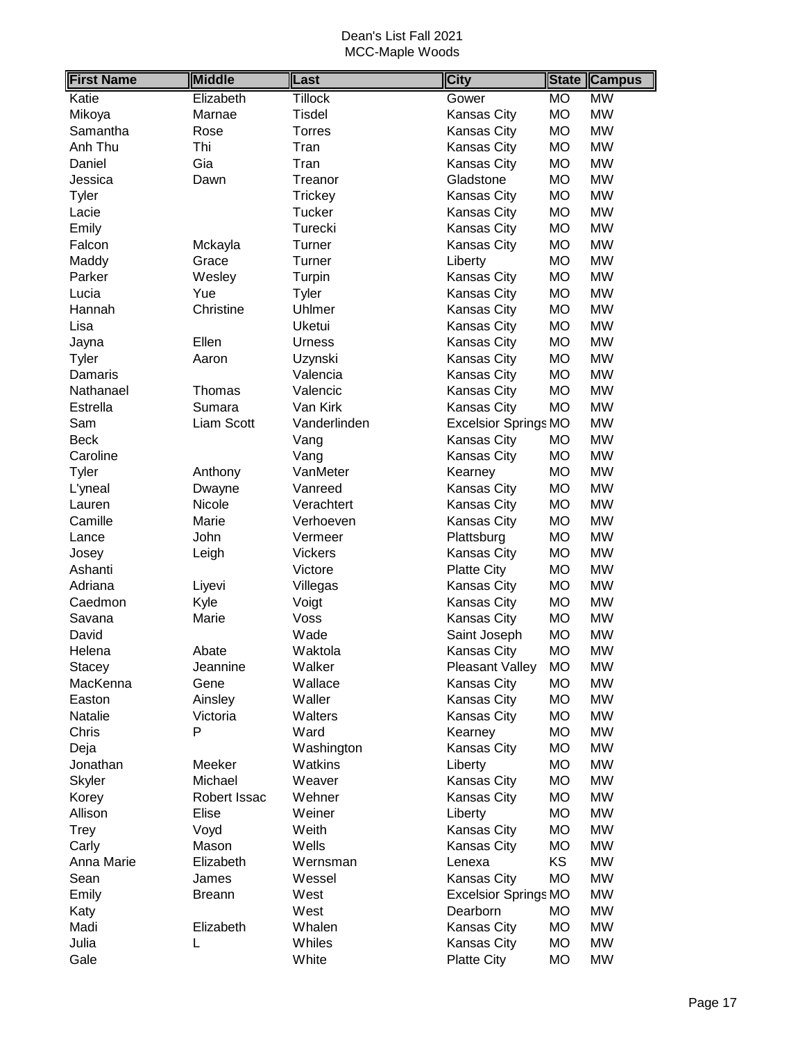Dean's List Fall 2021

MCC-Maple Woods

| First Name | Middle | Last | City | State | Campus |
|---|---|---|---|---|---|
| Katie | Elizabeth | Tillock | Gower | MO | MW |
| Mikoya | Marnae | Tisdel | Kansas City | MO | MW |
| Samantha | Rose | Torres | Kansas City | MO | MW |
| Anh Thu | Thi | Tran | Kansas City | MO | MW |
| Daniel | Gia | Tran | Kansas City | MO | MW |
| Jessica | Dawn | Treanor | Gladstone | MO | MW |
| Tyler | | Trickey | Kansas City | MO | MW |
| Lacie | | Tucker | Kansas City | MO | MW |
| Emily | | Turecki | Kansas City | MO | MW |
| Falcon | Mckayla | Turner | Kansas City | MO | MW |
| Maddy | Grace | Turner | Liberty | MO | MW |
| Parker | Wesley | Turpin | Kansas City | MO | MW |
| Lucia | Yue | Tyler | Kansas City | MO | MW |
| Hannah | Christine | Uhlmer | Kansas City | MO | MW |
| Lisa | | Uketui | Kansas City | MO | MW |
| Jayna | Ellen | Urness | Kansas City | MO | MW |
| Tyler | Aaron | Uzynski | Kansas City | MO | MW |
| Damaris | | Valencia | Kansas City | MO | MW |
| Nathanael | Thomas | Valencic | Kansas City | MO | MW |
| Estrella | Sumara | Van Kirk | Kansas City | MO | MW |
| Sam | Liam Scott | Vanderlinden | Excelsior Springs | MO | MW |
| Beck | | Vang | Kansas City | MO | MW |
| Caroline | | Vang | Kansas City | MO | MW |
| Tyler | Anthony | VanMeter | Kearney | MO | MW |
| L'yneal | Dwayne | Vanreed | Kansas City | MO | MW |
| Lauren | Nicole | Verachtert | Kansas City | MO | MW |
| Camille | Marie | Verhoeven | Kansas City | MO | MW |
| Lance | John | Vermeer | Plattsburg | MO | MW |
| Josey | Leigh | Vickers | Kansas City | MO | MW |
| Ashanti | | Victore | Platte City | MO | MW |
| Adriana | Liyevi | Villegas | Kansas City | MO | MW |
| Caedmon | Kyle | Voigt | Kansas City | MO | MW |
| Savana | Marie | Voss | Kansas City | MO | MW |
| David | | Wade | Saint Joseph | MO | MW |
| Helena | Abate | Waktola | Kansas City | MO | MW |
| Stacey | Jeannine | Walker | Pleasant Valley | MO | MW |
| MacKenna | Gene | Wallace | Kansas City | MO | MW |
| Easton | Ainsley | Waller | Kansas City | MO | MW |
| Natalie | Victoria | Walters | Kansas City | MO | MW |
| Chris | P | Ward | Kearney | MO | MW |
| Deja | | Washington | Kansas City | MO | MW |
| Jonathan | Meeker | Watkins | Liberty | MO | MW |
| Skyler | Michael | Weaver | Kansas City | MO | MW |
| Korey | Robert Issac | Wehner | Kansas City | MO | MW |
| Allison | Elise | Weiner | Liberty | MO | MW |
| Trey | Voyd | Weith | Kansas City | MO | MW |
| Carly | Mason | Wells | Kansas City | MO | MW |
| Anna Marie | Elizabeth | Wernsman | Lenexa | KS | MW |
| Sean | James | Wessel | Kansas City | MO | MW |
| Emily | Breann | West | Excelsior Springs | MO | MW |
| Katy | | West | Dearborn | MO | MW |
| Madi | Elizabeth | Whalen | Kansas City | MO | MW |
| Julia | L | Whiles | Kansas City | MO | MW |
| Gale | | White | Platte City | MO | MW |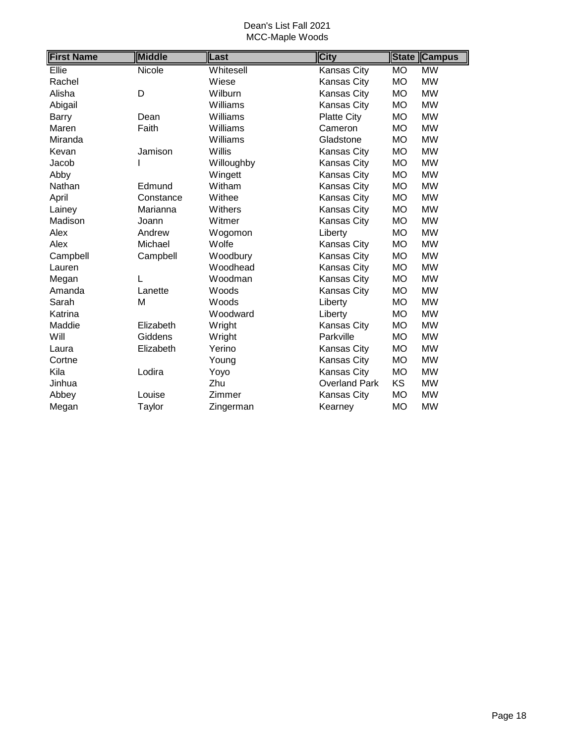Dean's List Fall 2021
MCC-Maple Woods

| First Name | Middle | Last | City | State | Campus |
|---|---|---|---|---|---|
| Ellie | Nicole | Whitesell | Kansas City | MO | MW |
| Rachel | | Wiese | Kansas City | MO | MW |
| Alisha | D | Wilburn | Kansas City | MO | MW |
| Abigail | | Williams | Kansas City | MO | MW |
| Barry | Dean | Williams | Platte City | MO | MW |
| Maren | Faith | Williams | Cameron | MO | MW |
| Miranda | | Williams | Gladstone | MO | MW |
| Kevan | Jamison | Willis | Kansas City | MO | MW |
| Jacob | I | Willoughby | Kansas City | MO | MW |
| Abby | | Wingett | Kansas City | MO | MW |
| Nathan | Edmund | Witham | Kansas City | MO | MW |
| April | Constance | Withee | Kansas City | MO | MW |
| Lainey | Marianna | Withers | Kansas City | MO | MW |
| Madison | Joann | Witmer | Kansas City | MO | MW |
| Alex | Andrew | Wogomon | Liberty | MO | MW |
| Alex | Michael | Wolfe | Kansas City | MO | MW |
| Campbell | Campbell | Woodbury | Kansas City | MO | MW |
| Lauren | | Woodhead | Kansas City | MO | MW |
| Megan | L | Woodman | Kansas City | MO | MW |
| Amanda | Lanette | Woods | Kansas City | MO | MW |
| Sarah | M | Woods | Liberty | MO | MW |
| Katrina | | Woodward | Liberty | MO | MW |
| Maddie | Elizabeth | Wright | Kansas City | MO | MW |
| Will | Giddens | Wright | Parkville | MO | MW |
| Laura | Elizabeth | Yerino | Kansas City | MO | MW |
| Cortne | | Young | Kansas City | MO | MW |
| Kila | Lodira | Yoyo | Kansas City | MO | MW |
| Jinhua | | Zhu | Overland Park | KS | MW |
| Abbey | Louise | Zimmer | Kansas City | MO | MW |
| Megan | Taylor | Zingerman | Kearney | MO | MW |